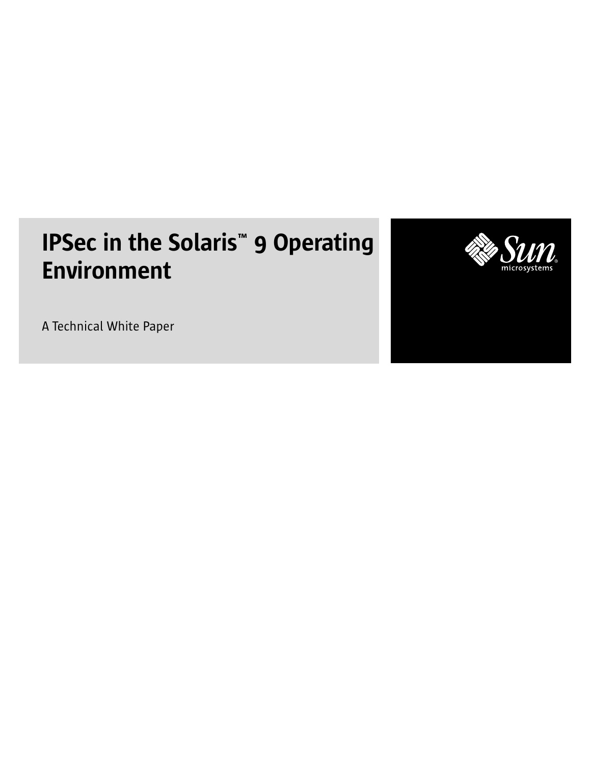# IPSec in the Solaris™ 9 Operating Environment

A Technical White Paper

Sun microsystems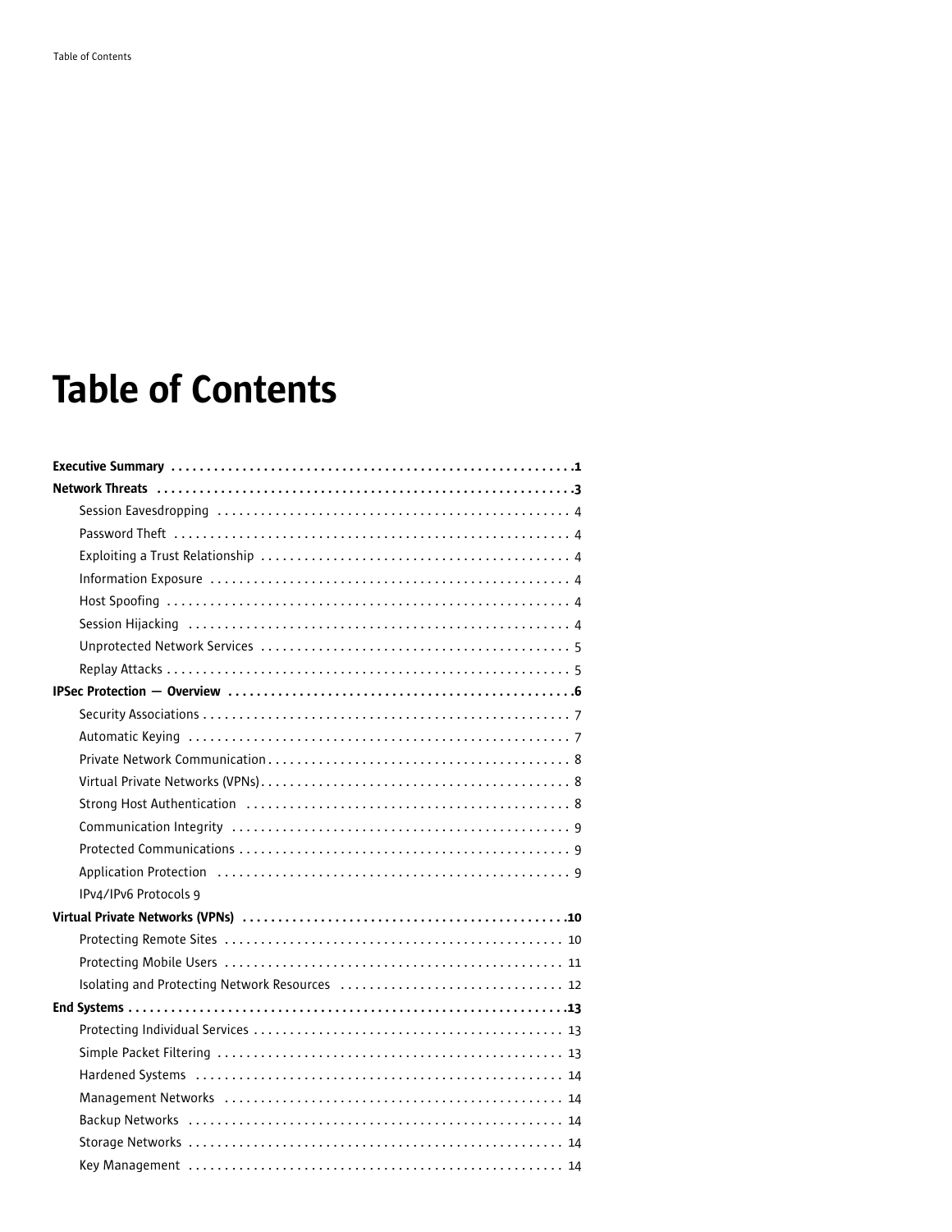# Table of Contents

**Executive Summary** ........................................................ **1**

**Network Threats** ........................................................ **3**

- Session Eavesdropping ........................................................ 4
- Password Theft ........................................................ 4
- Exploiting a Trust Relationship ........................................................ 4
- Information Exposure ........................................................ 4
- Host Spoofing ........................................................ 4
- Session Hijacking ........................................................ 4
- Unprotected Network Services ........................................................ 5
- Replay Attacks ........................................................ 5

**IPSec Protection — Overview** ........................................................ **6**

- Security Associations ........................................................ 7
- Automatic Keying ........................................................ 7
- Private Network Communication ........................................................ 8
- Virtual Private Networks (VPNs) ........................................................ 8
- Strong Host Authentication ........................................................ 8
- Communication Integrity ........................................................ 9
- Protected Communications ........................................................ 9
- Application Protection ........................................................ 9
- IPv4/IPv6 Protocols 9

**Virtual Private Networks (VPNs)** ........................................................ **10**

- Protecting Remote Sites ........................................................ 10
- Protecting Mobile Users ........................................................ 11
- Isolating and Protecting Network Resources ........................................................ 12

**End Systems** ........................................................ **13**

- Protecting Individual Services ........................................................ 13
- Simple Packet Filtering ........................................................ 13
- Hardened Systems ........................................................ 14
- Management Networks ........................................................ 14
- Backup Networks ........................................................ 14
- Storage Networks ........................................................ 14
- Key Management ........................................................ 14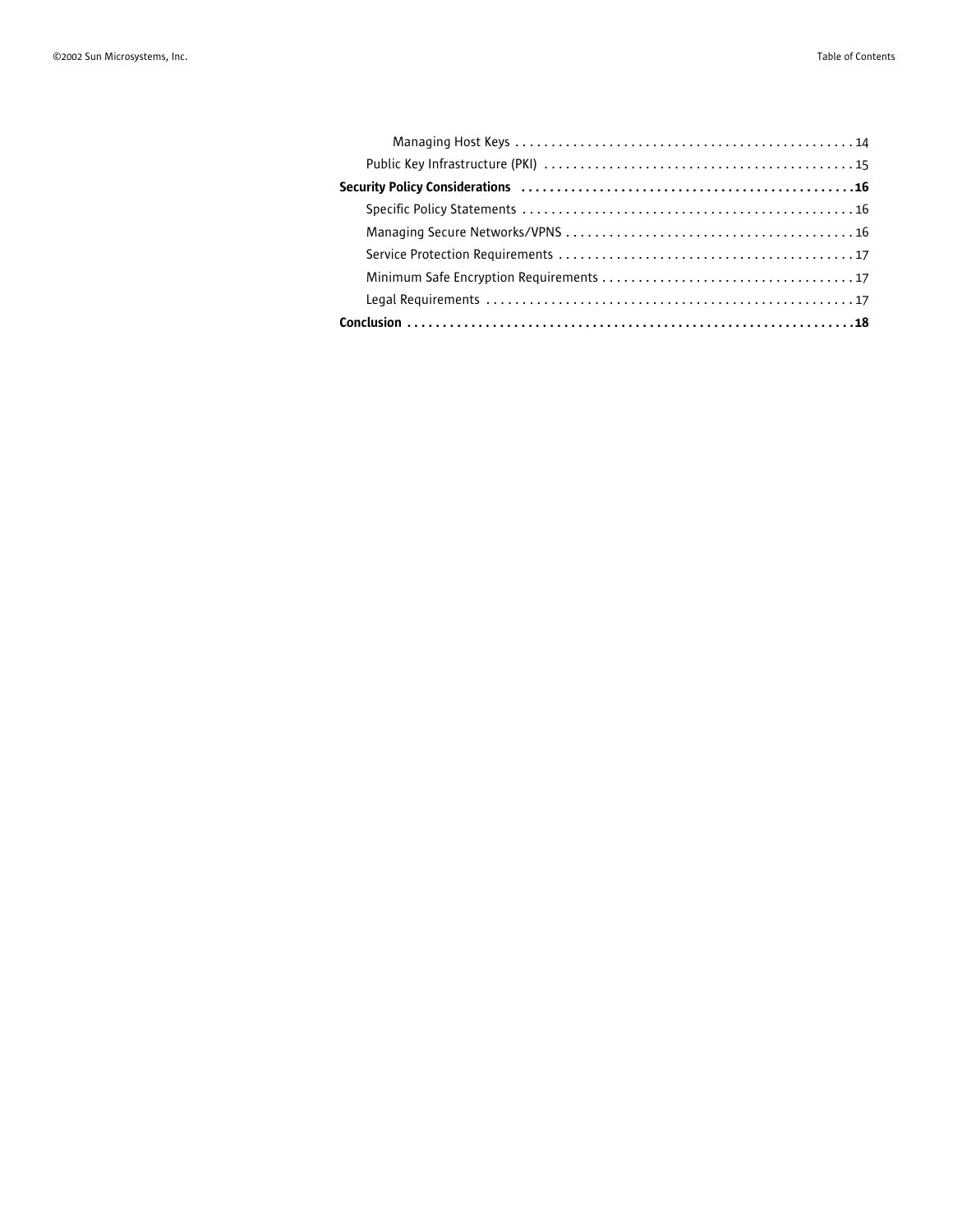Managing Host Keys . . . . . . . . . . . . . . . . . . . . . . . . . . . . . . . . . . . . . . . . . . . . . . 14

Public Key Infrastructure (PKI) . . . . . . . . . . . . . . . . . . . . . . . . . . . . . . . . . . . . . . . . . . 15

**Security Policy Considerations . . . . . . . . . . . . . . . . . . . . . . . . . . . . . . . . . . . . . . . . . . . . . 16**

Specific Policy Statements . . . . . . . . . . . . . . . . . . . . . . . . . . . . . . . . . . . . . . . . . . . . . 16

Managing Secure Networks/VPNS . . . . . . . . . . . . . . . . . . . . . . . . . . . . . . . . . . . . . . . . 16

Service Protection Requirements . . . . . . . . . . . . . . . . . . . . . . . . . . . . . . . . . . . . . . . . . 17

Minimum Safe Encryption Requirements . . . . . . . . . . . . . . . . . . . . . . . . . . . . . . . . . . . 17

Legal Requirements . . . . . . . . . . . . . . . . . . . . . . . . . . . . . . . . . . . . . . . . . . . . . . . . . . 17

**Conclusion . . . . . . . . . . . . . . . . . . . . . . . . . . . . . . . . . . . . . . . . . . . . . . . . . . . . . . . . . . . . . 18**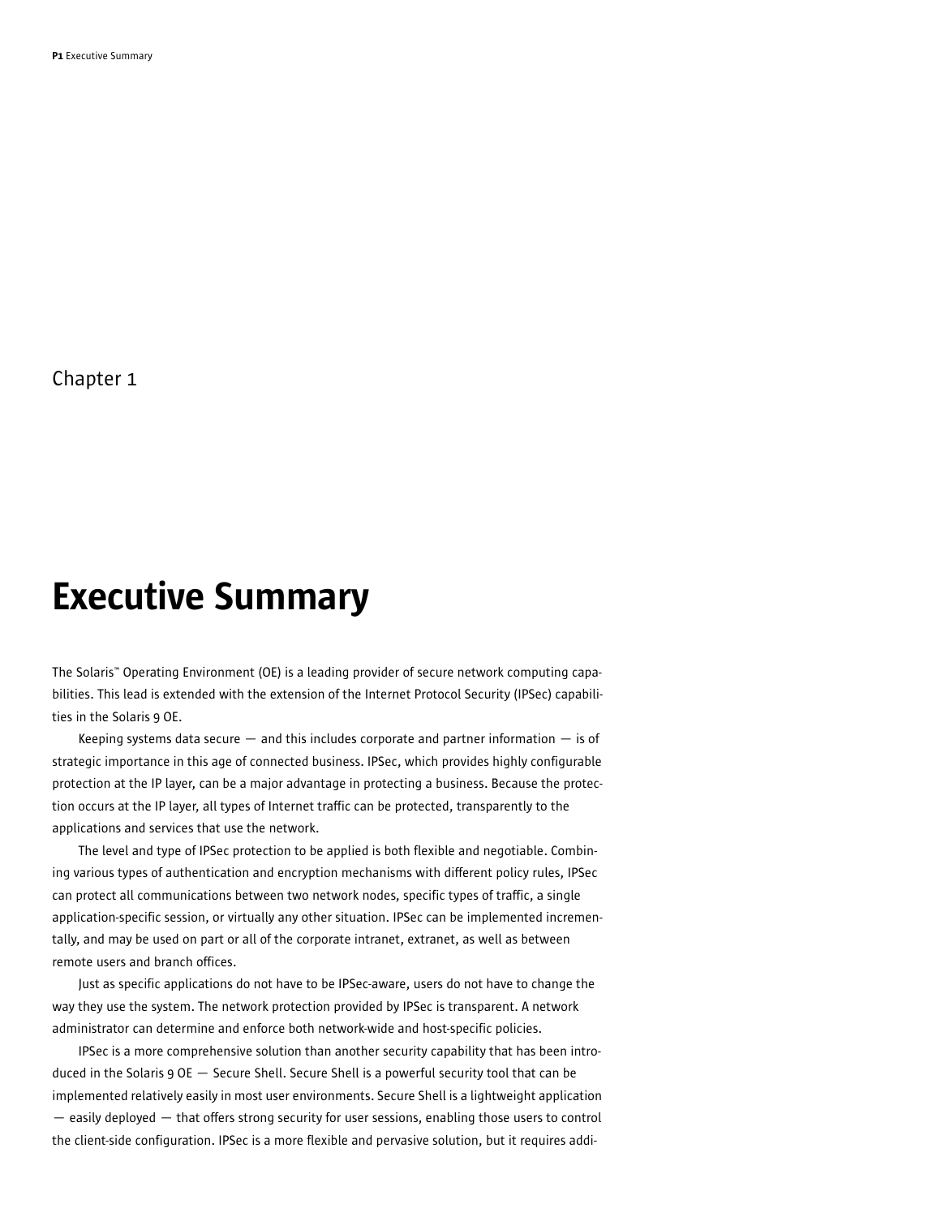Chapter 1

# Executive Summary

The Solaris™ Operating Environment (OE) is a leading provider of secure network computing capabilities. This lead is extended with the extension of the Internet Protocol Security (IPSec) capabilities in the Solaris 9 OE.

Keeping systems data secure — and this includes corporate and partner information — is of strategic importance in this age of connected business. IPSec, which provides highly configurable protection at the IP layer, can be a major advantage in protecting a business. Because the protection occurs at the IP layer, all types of Internet traffic can be protected, transparently to the applications and services that use the network.

The level and type of IPSec protection to be applied is both flexible and negotiable. Combining various types of authentication and encryption mechanisms with different policy rules, IPSec can protect all communications between two network nodes, specific types of traffic, a single application-specific session, or virtually any other situation. IPSec can be implemented incrementally, and may be used on part or all of the corporate intranet, extranet, as well as between remote users and branch offices.

Just as specific applications do not have to be IPSec-aware, users do not have to change the way they use the system. The network protection provided by IPSec is transparent. A network administrator can determine and enforce both network-wide and host-specific policies.

IPSec is a more comprehensive solution than another security capability that has been introduced in the Solaris 9 OE — Secure Shell. Secure Shell is a powerful security tool that can be implemented relatively easily in most user environments. Secure Shell is a lightweight application — easily deployed — that offers strong security for user sessions, enabling those users to control the client-side configuration. IPSec is a more flexible and pervasive solution, but it requires addi-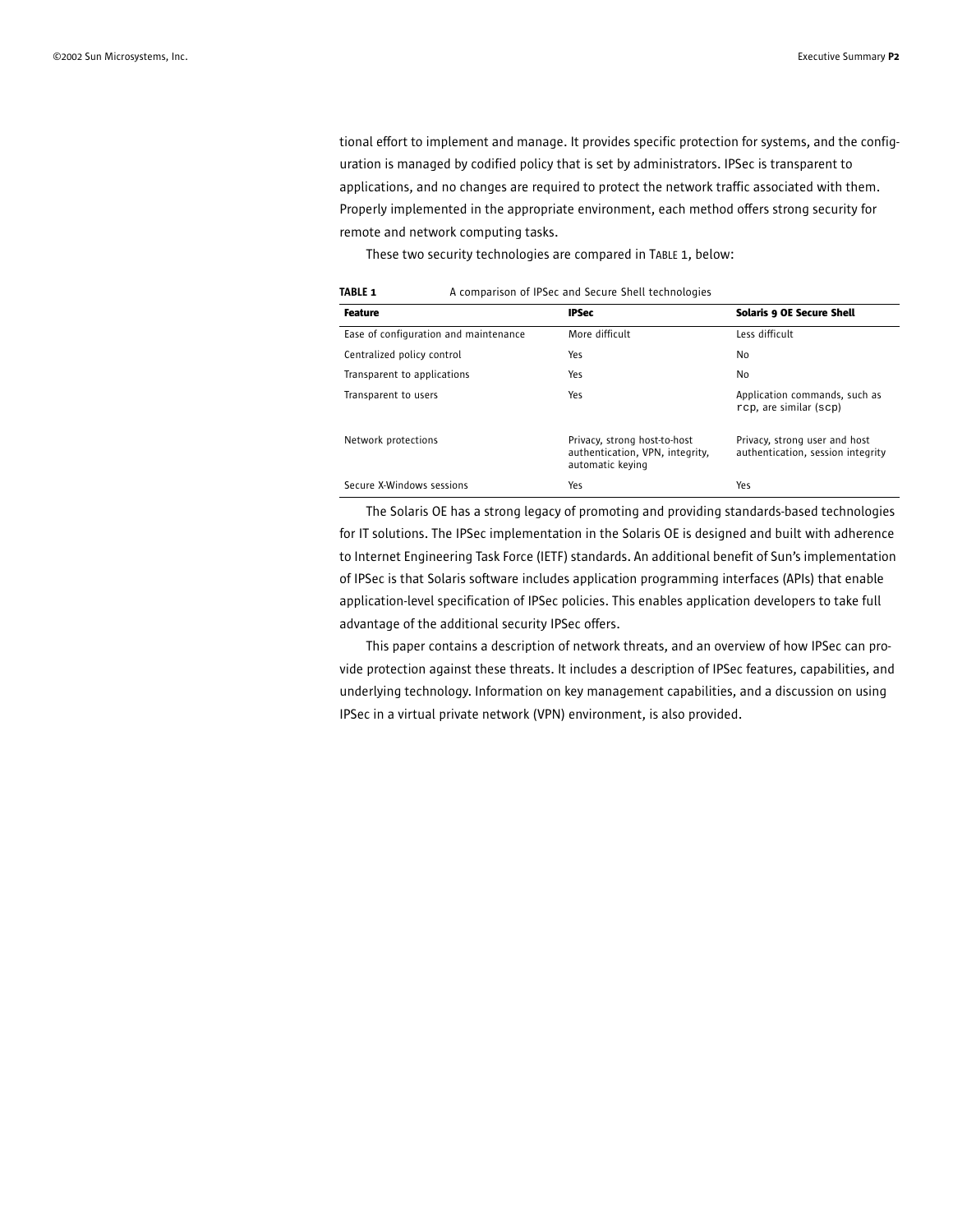tional effort to implement and manage. It provides specific protection for systems, and the configuration is managed by codified policy that is set by administrators. IPSec is transparent to applications, and no changes are required to protect the network traffic associated with them. Properly implemented in the appropriate environment, each method offers strong security for remote and network computing tasks.

These two security technologies are compared in TABLE 1, below:

**TABLE 1** A comparison of IPSec and Secure Shell technologies

| Feature | IPSec | Solaris 9 OE Secure Shell |
|---|---|---|
| Ease of configuration and maintenance | More difficult | Less difficult |
| Centralized policy control | Yes | No |
| Transparent to applications | Yes | No |
| Transparent to users | Yes | Application commands, such as `rcp`, are similar (`scp`) |
| Network protections | Privacy, strong host-to-host authentication, VPN, integrity, automatic keying | Privacy, strong user and host authentication, session integrity |
| Secure X-Windows sessions | Yes | Yes |

The Solaris OE has a strong legacy of promoting and providing standards-based technologies for IT solutions. The IPSec implementation in the Solaris OE is designed and built with adherence to Internet Engineering Task Force (IETF) standards. An additional benefit of Sun's implementation of IPSec is that Solaris software includes application programming interfaces (APIs) that enable application-level specification of IPSec policies. This enables application developers to take full advantage of the additional security IPSec offers.

This paper contains a description of network threats, and an overview of how IPSec can provide protection against these threats. It includes a description of IPSec features, capabilities, and underlying technology. Information on key management capabilities, and a discussion on using IPSec in a virtual private network (VPN) environment, is also provided.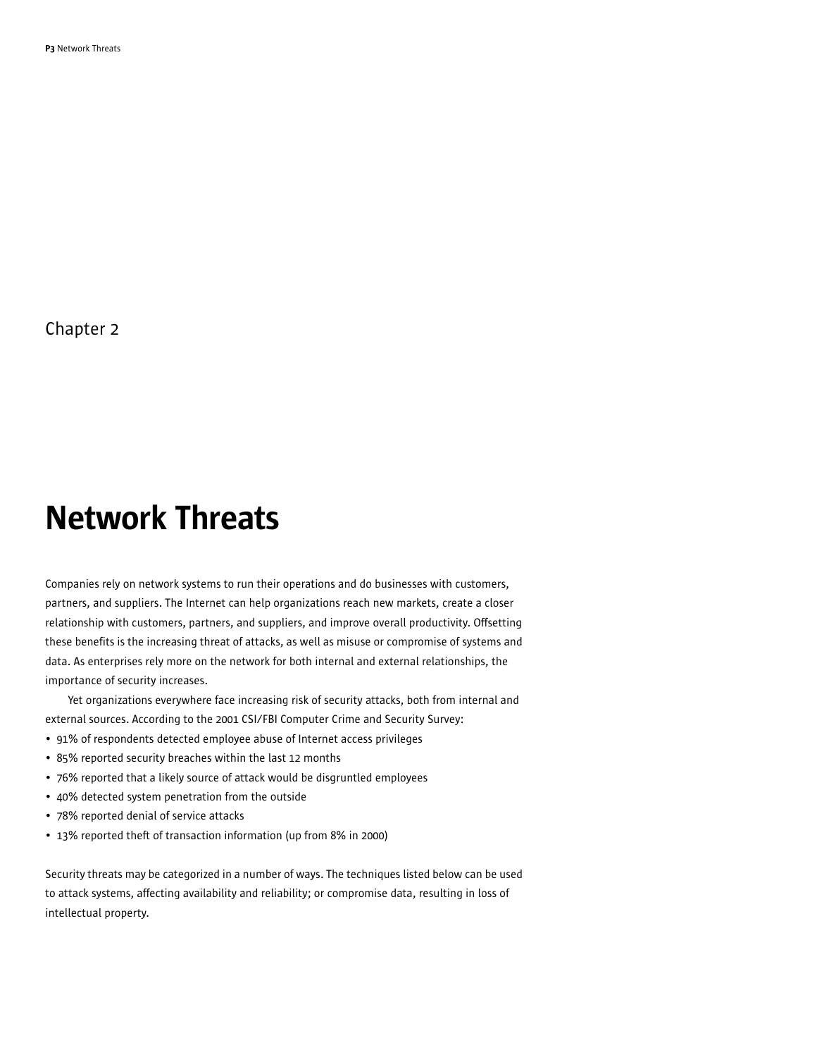Chapter 2

# Network Threats

Companies rely on network systems to run their operations and do businesses with customers, partners, and suppliers. The Internet can help organizations reach new markets, create a closer relationship with customers, partners, and suppliers, and improve overall productivity. Offsetting these benefits is the increasing threat of attacks, as well as misuse or compromise of systems and data. As enterprises rely more on the network for both internal and external relationships, the importance of security increases.

Yet organizations everywhere face increasing risk of security attacks, both from internal and external sources. According to the 2001 CSI/FBI Computer Crime and Security Survey:

- 91% of respondents detected employee abuse of Internet access privileges
- 85% reported security breaches within the last 12 months
- 76% reported that a likely source of attack would be disgruntled employees
- 40% detected system penetration from the outside
- 78% reported denial of service attacks
- 13% reported theft of transaction information (up from 8% in 2000)

Security threats may be categorized in a number of ways. The techniques listed below can be used to attack systems, affecting availability and reliability; or compromise data, resulting in loss of intellectual property.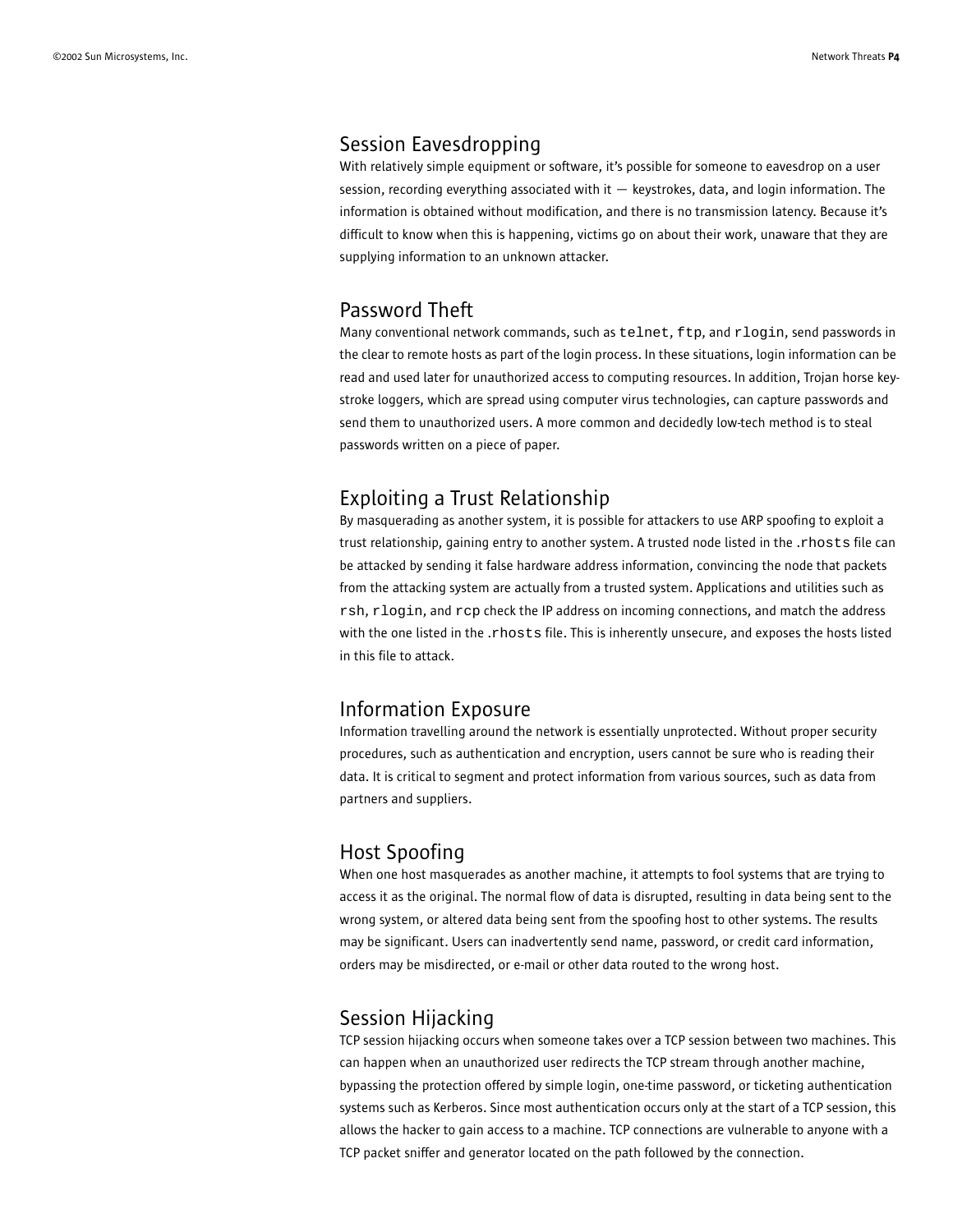## Session Eavesdropping

With relatively simple equipment or software, it's possible for someone to eavesdrop on a user session, recording everything associated with it — keystrokes, data, and login information. The information is obtained without modification, and there is no transmission latency. Because it's difficult to know when this is happening, victims go on about their work, unaware that they are supplying information to an unknown attacker.

## Password Theft

Many conventional network commands, such as `telnet`, `ftp`, and `rlogin`, send passwords in the clear to remote hosts as part of the login process. In these situations, login information can be read and used later for unauthorized access to computing resources. In addition, Trojan horse keystroke loggers, which are spread using computer virus technologies, can capture passwords and send them to unauthorized users. A more common and decidedly low-tech method is to steal passwords written on a piece of paper.

## Exploiting a Trust Relationship

By masquerading as another system, it is possible for attackers to use ARP spoofing to exploit a trust relationship, gaining entry to another system. A trusted node listed in the `.rhosts` file can be attacked by sending it false hardware address information, convincing the node that packets from the attacking system are actually from a trusted system. Applications and utilities such as `rsh`, `rlogin`, and `rcp` check the IP address on incoming connections, and match the address with the one listed in the `.rhosts` file. This is inherently unsecure, and exposes the hosts listed in this file to attack.

## Information Exposure

Information travelling around the network is essentially unprotected. Without proper security procedures, such as authentication and encryption, users cannot be sure who is reading their data. It is critical to segment and protect information from various sources, such as data from partners and suppliers.

## Host Spoofing

When one host masquerades as another machine, it attempts to fool systems that are trying to access it as the original. The normal flow of data is disrupted, resulting in data being sent to the wrong system, or altered data being sent from the spoofing host to other systems. The results may be significant. Users can inadvertently send name, password, or credit card information, orders may be misdirected, or e-mail or other data routed to the wrong host.

## Session Hijacking

TCP session hijacking occurs when someone takes over a TCP session between two machines. This can happen when an unauthorized user redirects the TCP stream through another machine, bypassing the protection offered by simple login, one-time password, or ticketing authentication systems such as Kerberos. Since most authentication occurs only at the start of a TCP session, this allows the hacker to gain access to a machine. TCP connections are vulnerable to anyone with a TCP packet sniffer and generator located on the path followed by the connection.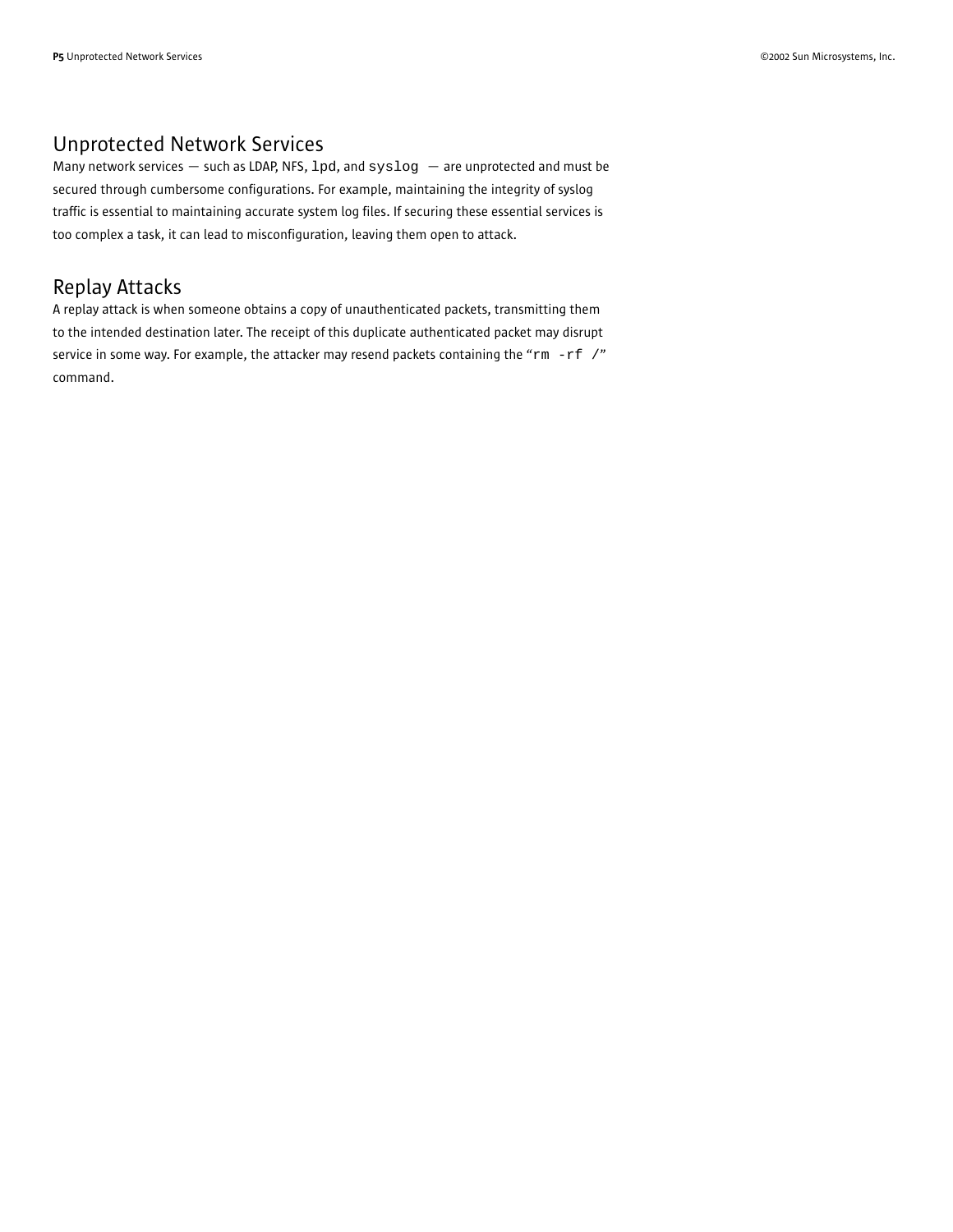## Unprotected Network Services

Many network services — such as LDAP, NFS, `lpd`, and `syslog` — are unprotected and must be secured through cumbersome configurations. For example, maintaining the integrity of syslog traffic is essential to maintaining accurate system log files. If securing these essential services is too complex a task, it can lead to misconfiguration, leaving them open to attack.

## Replay Attacks

A replay attack is when someone obtains a copy of unauthenticated packets, transmitting them to the intended destination later. The receipt of this duplicate authenticated packet may disrupt service in some way. For example, the attacker may resend packets containing the "`rm -rf /`" command.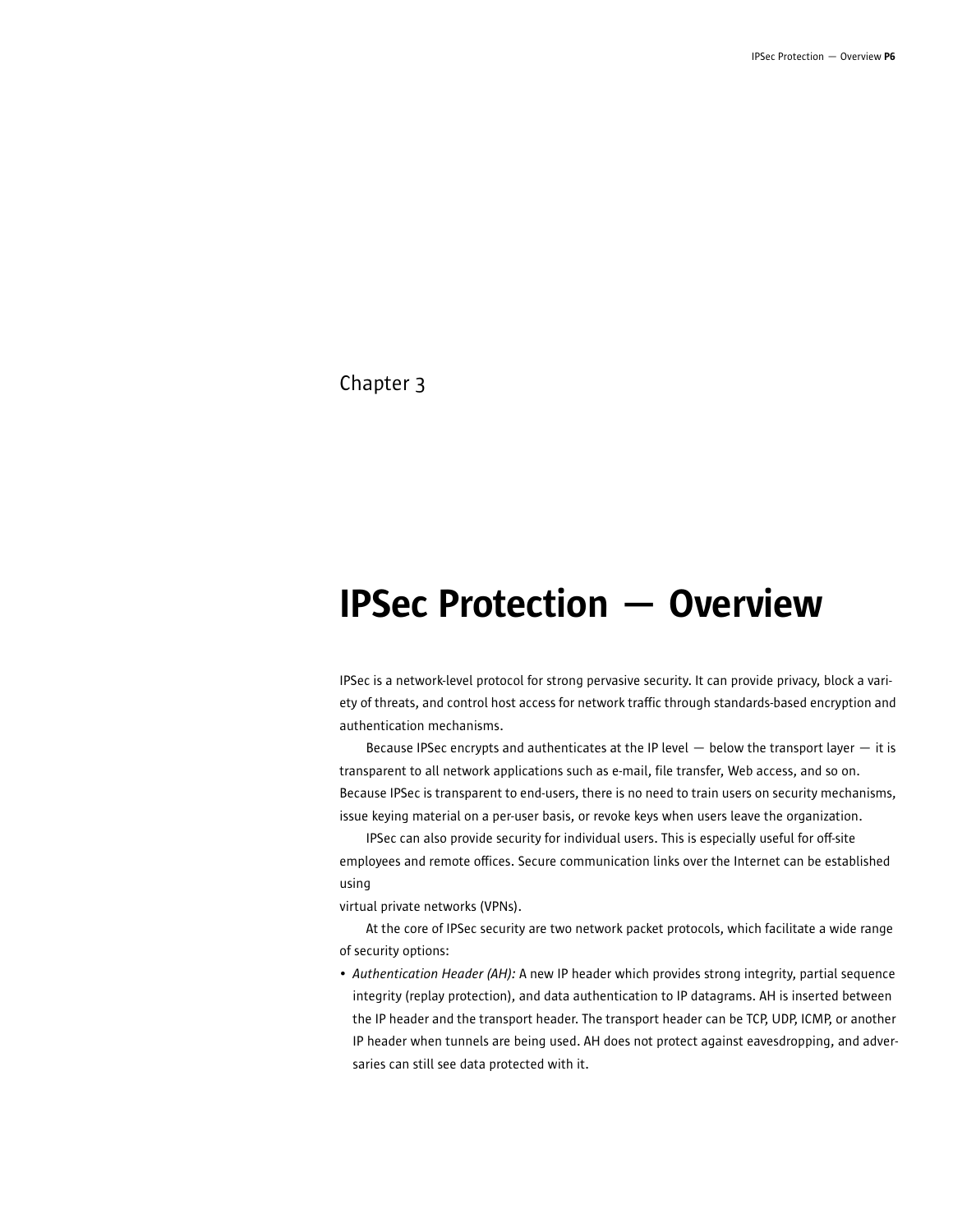Chapter 3

# IPSec Protection — Overview

IPSec is a network-level protocol for strong pervasive security. It can provide privacy, block a variety of threats, and control host access for network traffic through standards-based encryption and authentication mechanisms.

Because IPSec encrypts and authenticates at the IP level — below the transport layer — it is transparent to all network applications such as e-mail, file transfer, Web access, and so on. Because IPSec is transparent to end-users, there is no need to train users on security mechanisms, issue keying material on a per-user basis, or revoke keys when users leave the organization.

IPSec can also provide security for individual users. This is especially useful for off-site employees and remote offices. Secure communication links over the Internet can be established using virtual private networks (VPNs).

At the core of IPSec security are two network packet protocols, which facilitate a wide range of security options:

- *Authentication Header (AH):* A new IP header which provides strong integrity, partial sequence integrity (replay protection), and data authentication to IP datagrams. AH is inserted between the IP header and the transport header. The transport header can be TCP, UDP, ICMP, or another IP header when tunnels are being used. AH does not protect against eavesdropping, and adversaries can still see data protected with it.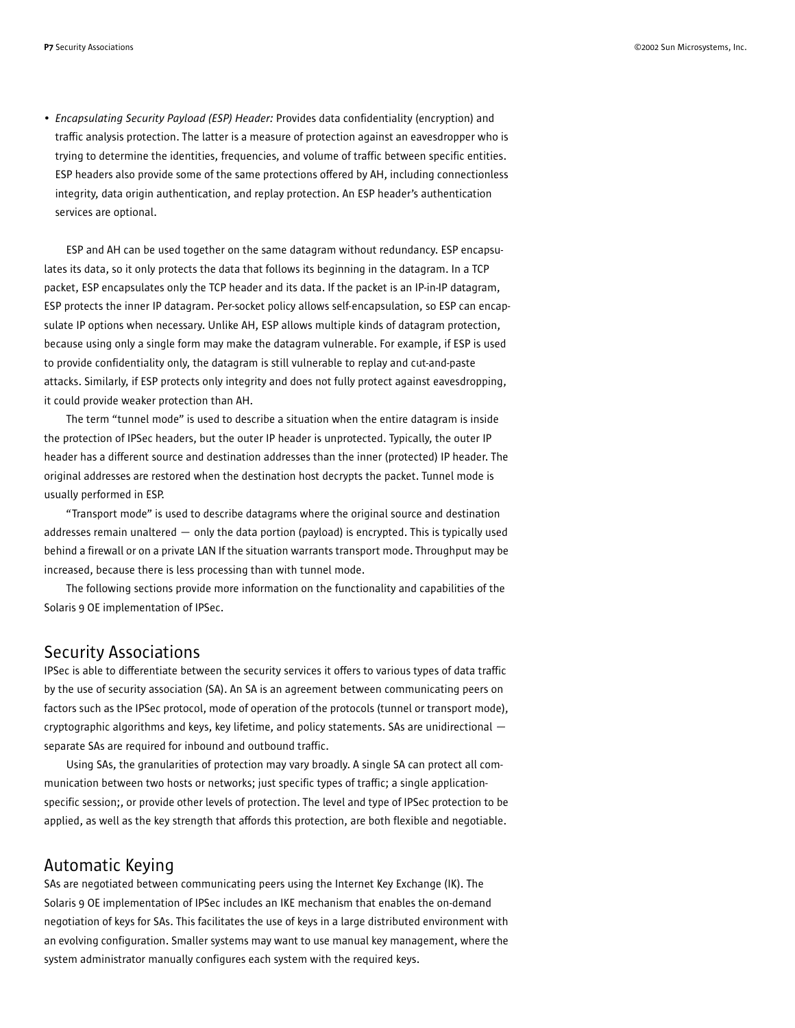- *Encapsulating Security Payload (ESP) Header:* Provides data confidentiality (encryption) and traffic analysis protection. The latter is a measure of protection against an eavesdropper who is trying to determine the identities, frequencies, and volume of traffic between specific entities. ESP headers also provide some of the same protections offered by AH, including connectionless integrity, data origin authentication, and replay protection. An ESP header's authentication services are optional.

ESP and AH can be used together on the same datagram without redundancy. ESP encapsulates its data, so it only protects the data that follows its beginning in the datagram. In a TCP packet, ESP encapsulates only the TCP header and its data. If the packet is an IP-in-IP datagram, ESP protects the inner IP datagram. Per-socket policy allows self-encapsulation, so ESP can encapsulate IP options when necessary. Unlike AH, ESP allows multiple kinds of datagram protection, because using only a single form may make the datagram vulnerable. For example, if ESP is used to provide confidentiality only, the datagram is still vulnerable to replay and cut-and-paste attacks. Similarly, if ESP protects only integrity and does not fully protect against eavesdropping, it could provide weaker protection than AH.

The term "tunnel mode" is used to describe a situation when the entire datagram is inside the protection of IPSec headers, but the outer IP header is unprotected. Typically, the outer IP header has a different source and destination addresses than the inner (protected) IP header. The original addresses are restored when the destination host decrypts the packet. Tunnel mode is usually performed in ESP.

"Transport mode" is used to describe datagrams where the original source and destination addresses remain unaltered — only the data portion (payload) is encrypted. This is typically used behind a firewall or on a private LAN If the situation warrants transport mode. Throughput may be increased, because there is less processing than with tunnel mode.

The following sections provide more information on the functionality and capabilities of the Solaris 9 OE implementation of IPSec.

## Security Associations

IPSec is able to differentiate between the security services it offers to various types of data traffic by the use of security association (SA). An SA is an agreement between communicating peers on factors such as the IPSec protocol, mode of operation of the protocols (tunnel or transport mode), cryptographic algorithms and keys, key lifetime, and policy statements. SAs are unidirectional — separate SAs are required for inbound and outbound traffic.

Using SAs, the granularities of protection may vary broadly. A single SA can protect all communication between two hosts or networks; just specific types of traffic; a single application-specific session;, or provide other levels of protection. The level and type of IPSec protection to be applied, as well as the key strength that affords this protection, are both flexible and negotiable.

## Automatic Keying

SAs are negotiated between communicating peers using the Internet Key Exchange (IK). The Solaris 9 OE implementation of IPSec includes an IKE mechanism that enables the on-demand negotiation of keys for SAs. This facilitates the use of keys in a large distributed environment with an evolving configuration. Smaller systems may want to use manual key management, where the system administrator manually configures each system with the required keys.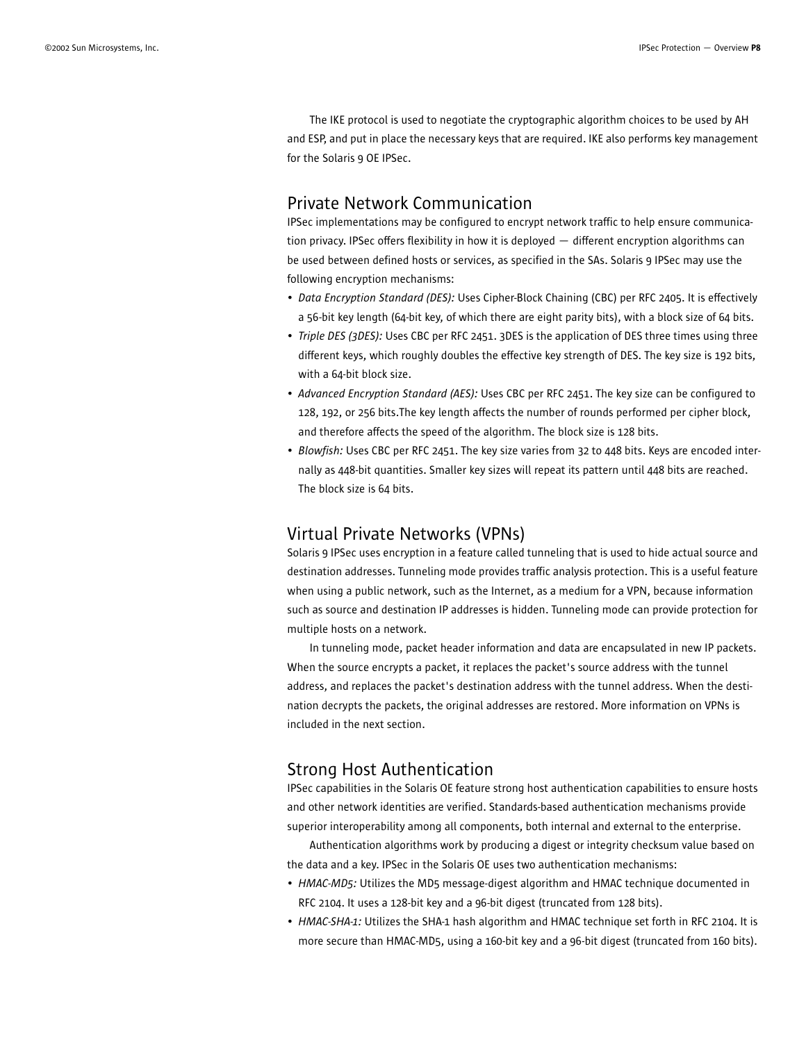The IKE protocol is used to negotiate the cryptographic algorithm choices to be used by AH and ESP, and put in place the necessary keys that are required. IKE also performs key management for the Solaris 9 OE IPSec.

## Private Network Communication

IPSec implementations may be configured to encrypt network traffic to help ensure communication privacy. IPSec offers flexibility in how it is deployed — different encryption algorithms can be used between defined hosts or services, as specified in the SAs. Solaris 9 IPSec may use the following encryption mechanisms:

- *Data Encryption Standard (DES):* Uses Cipher-Block Chaining (CBC) per RFC 2405. It is effectively a 56-bit key length (64-bit key, of which there are eight parity bits), with a block size of 64 bits.
- *Triple DES (3DES):* Uses CBC per RFC 2451. 3DES is the application of DES three times using three different keys, which roughly doubles the effective key strength of DES. The key size is 192 bits, with a 64-bit block size.
- *Advanced Encryption Standard (AES):* Uses CBC per RFC 2451. The key size can be configured to 128, 192, or 256 bits.The key length affects the number of rounds performed per cipher block, and therefore affects the speed of the algorithm. The block size is 128 bits.
- *Blowfish:* Uses CBC per RFC 2451. The key size varies from 32 to 448 bits. Keys are encoded internally as 448-bit quantities. Smaller key sizes will repeat its pattern until 448 bits are reached. The block size is 64 bits.

## Virtual Private Networks (VPNs)

Solaris 9 IPSec uses encryption in a feature called tunneling that is used to hide actual source and destination addresses. Tunneling mode provides traffic analysis protection. This is a useful feature when using a public network, such as the Internet, as a medium for a VPN, because information such as source and destination IP addresses is hidden. Tunneling mode can provide protection for multiple hosts on a network.

In tunneling mode, packet header information and data are encapsulated in new IP packets. When the source encrypts a packet, it replaces the packet's source address with the tunnel address, and replaces the packet's destination address with the tunnel address. When the destination decrypts the packets, the original addresses are restored. More information on VPNs is included in the next section.

## Strong Host Authentication

IPSec capabilities in the Solaris OE feature strong host authentication capabilities to ensure hosts and other network identities are verified. Standards-based authentication mechanisms provide superior interoperability among all components, both internal and external to the enterprise.

Authentication algorithms work by producing a digest or integrity checksum value based on the data and a key. IPSec in the Solaris OE uses two authentication mechanisms:

- *HMAC-MD5:* Utilizes the MD5 message-digest algorithm and HMAC technique documented in RFC 2104. It uses a 128-bit key and a 96-bit digest (truncated from 128 bits).
- *HMAC-SHA-1:* Utilizes the SHA-1 hash algorithm and HMAC technique set forth in RFC 2104. It is more secure than HMAC-MD5, using a 160-bit key and a 96-bit digest (truncated from 160 bits).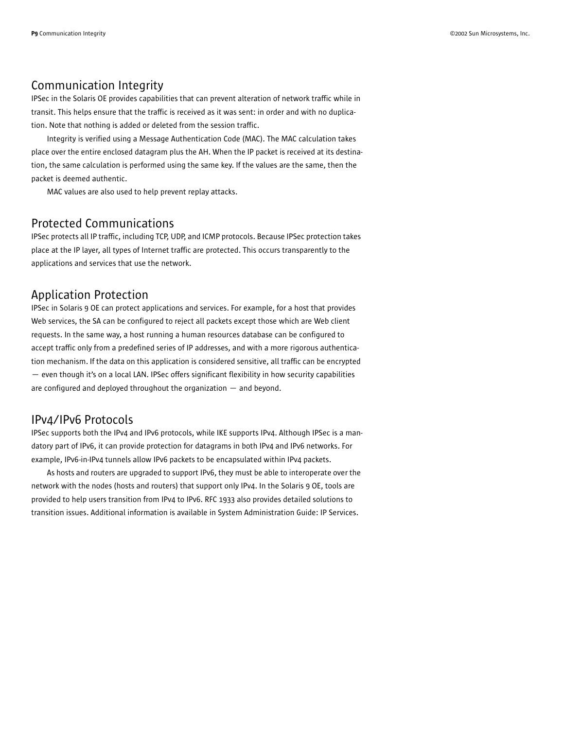## Communication Integrity

IPSec in the Solaris OE provides capabilities that can prevent alteration of network traffic while in transit. This helps ensure that the traffic is received as it was sent: in order and with no duplication. Note that nothing is added or deleted from the session traffic.

Integrity is verified using a Message Authentication Code (MAC). The MAC calculation takes place over the entire enclosed datagram plus the AH. When the IP packet is received at its destination, the same calculation is performed using the same key. If the values are the same, then the packet is deemed authentic.

MAC values are also used to help prevent replay attacks.

## Protected Communications

IPSec protects all IP traffic, including TCP, UDP, and ICMP protocols. Because IPSec protection takes place at the IP layer, all types of Internet traffic are protected. This occurs transparently to the applications and services that use the network.

## Application Protection

IPSec in Solaris 9 OE can protect applications and services. For example, for a host that provides Web services, the SA can be configured to reject all packets except those which are Web client requests. In the same way, a host running a human resources database can be configured to accept traffic only from a predefined series of IP addresses, and with a more rigorous authentication mechanism. If the data on this application is considered sensitive, all traffic can be encrypted — even though it's on a local LAN. IPSec offers significant flexibility in how security capabilities are configured and deployed throughout the organization — and beyond.

## IPv4/IPv6 Protocols

IPSec supports both the IPv4 and IPv6 protocols, while IKE supports IPv4. Although IPSec is a mandatory part of IPv6, it can provide protection for datagrams in both IPv4 and IPv6 networks. For example, IPv6-in-IPv4 tunnels allow IPv6 packets to be encapsulated within IPv4 packets.

As hosts and routers are upgraded to support IPv6, they must be able to interoperate over the network with the nodes (hosts and routers) that support only IPv4. In the Solaris 9 OE, tools are provided to help users transition from IPv4 to IPv6. RFC 1933 also provides detailed solutions to transition issues. Additional information is available in System Administration Guide: IP Services.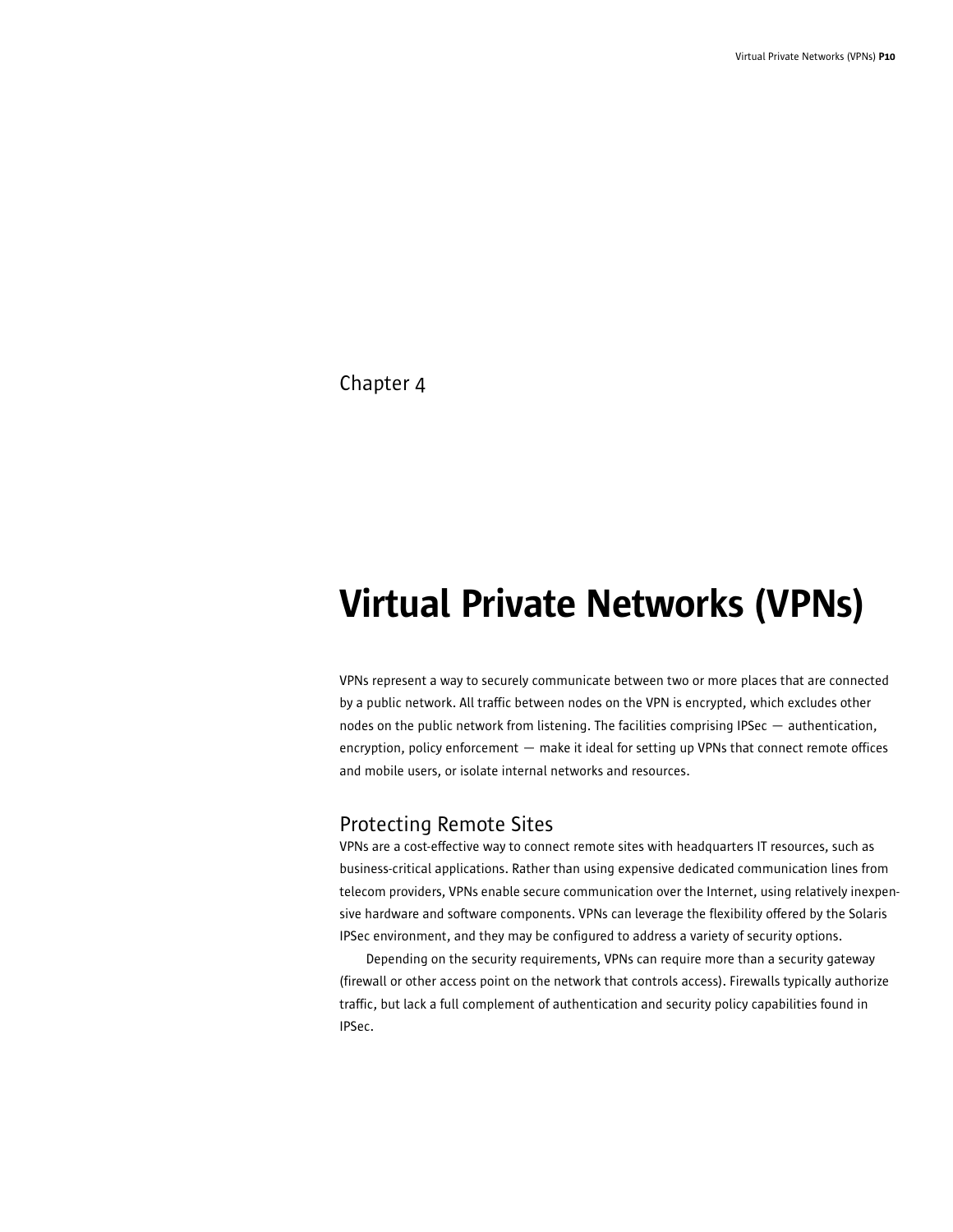Chapter 4

# Virtual Private Networks (VPNs)

VPNs represent a way to securely communicate between two or more places that are connected by a public network. All traffic between nodes on the VPN is encrypted, which excludes other nodes on the public network from listening. The facilities comprising IPSec — authentication, encryption, policy enforcement — make it ideal for setting up VPNs that connect remote offices and mobile users, or isolate internal networks and resources.

## Protecting Remote Sites

VPNs are a cost-effective way to connect remote sites with headquarters IT resources, such as business-critical applications. Rather than using expensive dedicated communication lines from telecom providers, VPNs enable secure communication over the Internet, using relatively inexpensive hardware and software components. VPNs can leverage the flexibility offered by the Solaris IPSec environment, and they may be configured to address a variety of security options.

Depending on the security requirements, VPNs can require more than a security gateway (firewall or other access point on the network that controls access). Firewalls typically authorize traffic, but lack a full complement of authentication and security policy capabilities found in IPSec.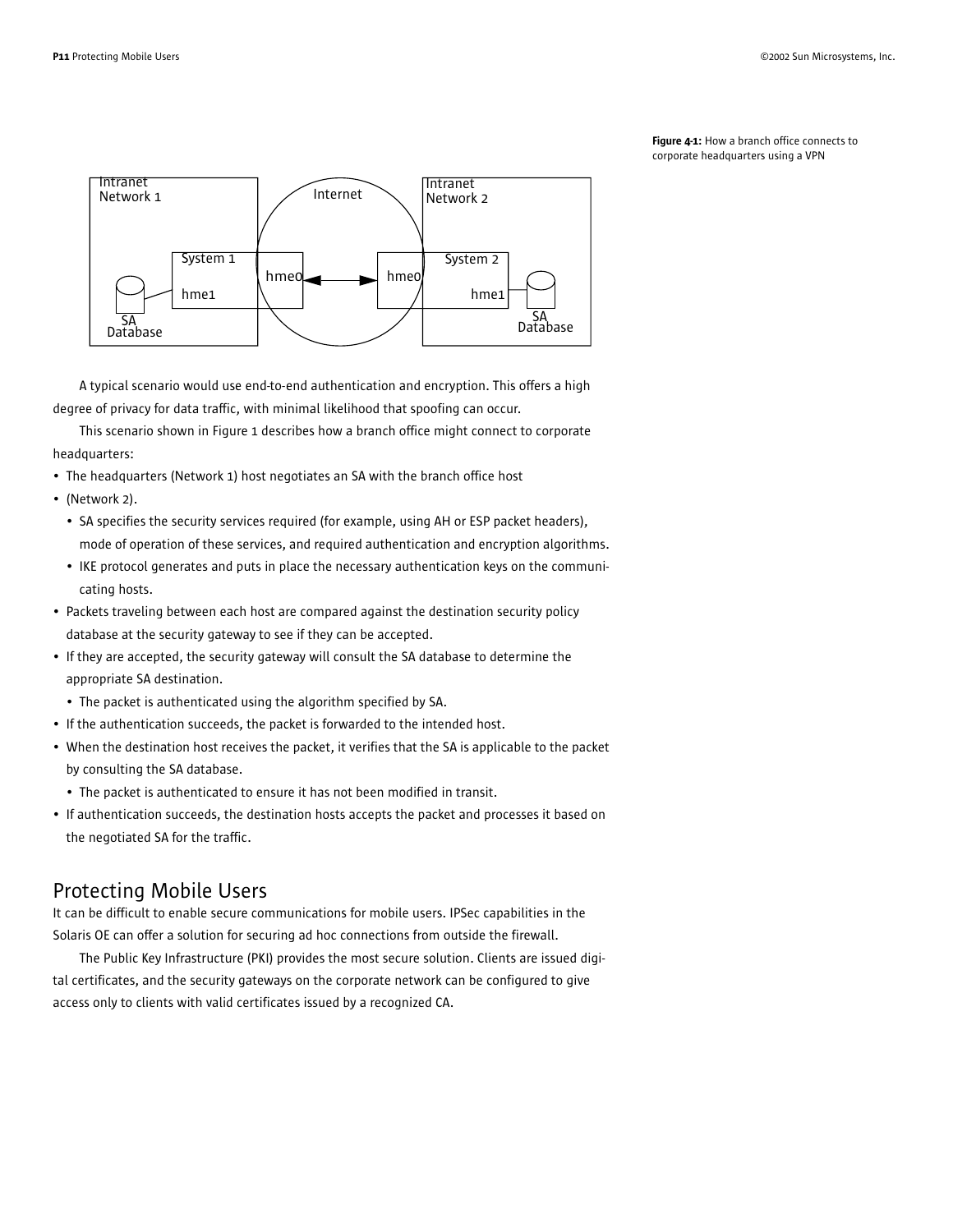Figure 4-1: How a branch office connects to corporate headquarters using a VPN

A typical scenario would use end-to-end authentication and encryption. This offers a high degree of privacy for data traffic, with minimal likelihood that spoofing can occur.

This scenario shown in Figure 1 describes how a branch office might connect to corporate headquarters:

- The headquarters (Network 1) host negotiates an SA with the branch office host
- (Network 2).
  - SA specifies the security services required (for example, using AH or ESP packet headers), mode of operation of these services, and required authentication and encryption algorithms.
  - IKE protocol generates and puts in place the necessary authentication keys on the communicating hosts.
- Packets traveling between each host are compared against the destination security policy database at the security gateway to see if they can be accepted.
- If they are accepted, the security gateway will consult the SA database to determine the appropriate SA destination.
  - The packet is authenticated using the algorithm specified by SA.
- If the authentication succeeds, the packet is forwarded to the intended host.
- When the destination host receives the packet, it verifies that the SA is applicable to the packet by consulting the SA database.
  - The packet is authenticated to ensure it has not been modified in transit.
- If authentication succeeds, the destination hosts accepts the packet and processes it based on the negotiated SA for the traffic.

## Protecting Mobile Users

It can be difficult to enable secure communications for mobile users. IPSec capabilities in the Solaris OE can offer a solution for securing ad hoc connections from outside the firewall.

The Public Key Infrastructure (PKI) provides the most secure solution. Clients are issued digital certificates, and the security gateways on the corporate network can be configured to give access only to clients with valid certificates issued by a recognized CA.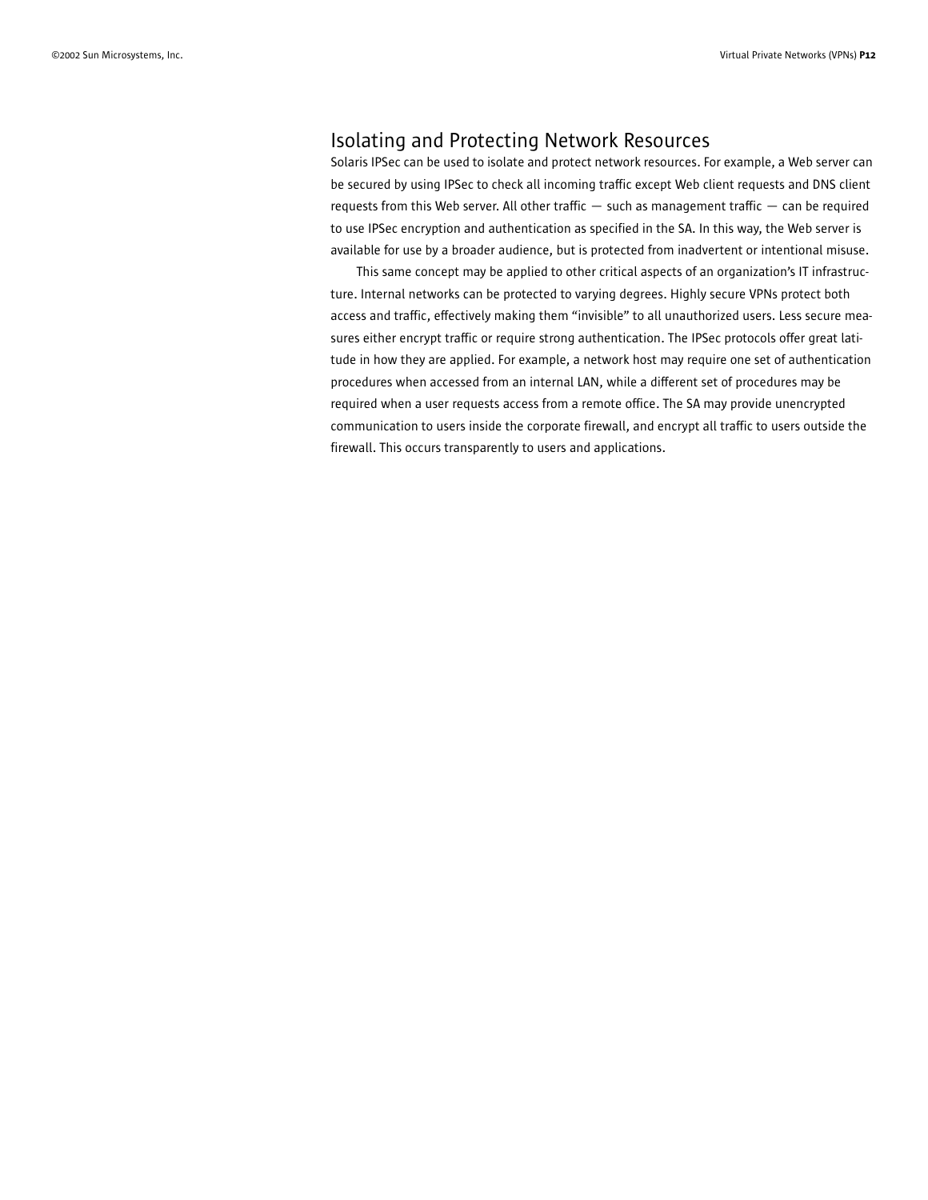## Isolating and Protecting Network Resources

Solaris IPSec can be used to isolate and protect network resources. For example, a Web server can be secured by using IPSec to check all incoming traffic except Web client requests and DNS client requests from this Web server. All other traffic — such as management traffic — can be required to use IPSec encryption and authentication as specified in the SA. In this way, the Web server is available for use by a broader audience, but is protected from inadvertent or intentional misuse.

This same concept may be applied to other critical aspects of an organization's IT infrastructure. Internal networks can be protected to varying degrees. Highly secure VPNs protect both access and traffic, effectively making them "invisible" to all unauthorized users. Less secure measures either encrypt traffic or require strong authentication. The IPSec protocols offer great latitude in how they are applied. For example, a network host may require one set of authentication procedures when accessed from an internal LAN, while a different set of procedures may be required when a user requests access from a remote office. The SA may provide unencrypted communication to users inside the corporate firewall, and encrypt all traffic to users outside the firewall. This occurs transparently to users and applications.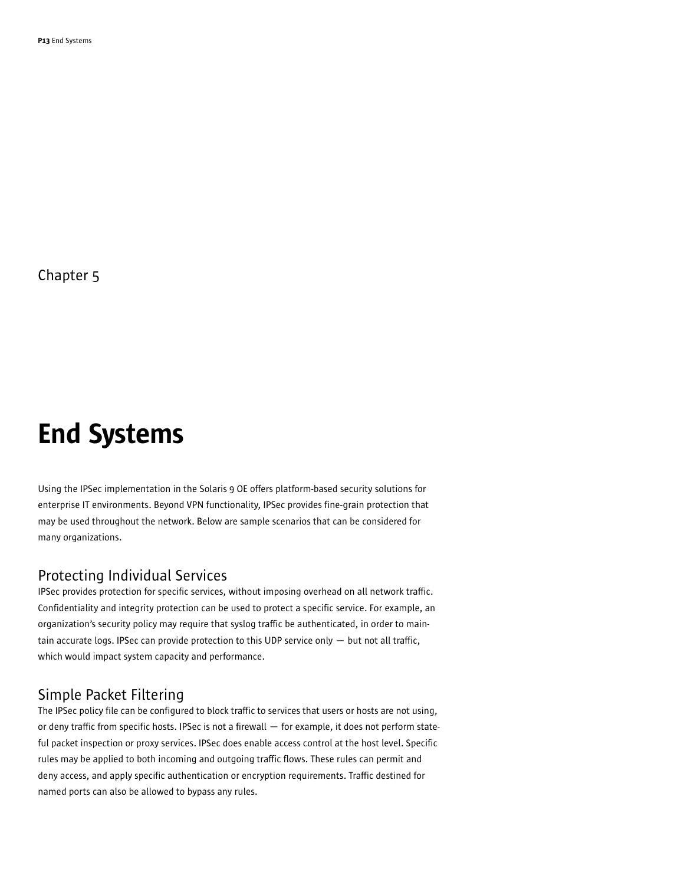Chapter 5

# End Systems

Using the IPSec implementation in the Solaris 9 OE offers platform-based security solutions for enterprise IT environments. Beyond VPN functionality, IPSec provides fine-grain protection that may be used throughout the network. Below are sample scenarios that can be considered for many organizations.

## Protecting Individual Services

IPSec provides protection for specific services, without imposing overhead on all network traffic. Confidentiality and integrity protection can be used to protect a specific service. For example, an organization's security policy may require that syslog traffic be authenticated, in order to maintain accurate logs. IPSec can provide protection to this UDP service only — but not all traffic, which would impact system capacity and performance.

## Simple Packet Filtering

The IPSec policy file can be configured to block traffic to services that users or hosts are not using, or deny traffic from specific hosts. IPSec is not a firewall — for example, it does not perform stateful packet inspection or proxy services. IPSec does enable access control at the host level. Specific rules may be applied to both incoming and outgoing traffic flows. These rules can permit and deny access, and apply specific authentication or encryption requirements. Traffic destined for named ports can also be allowed to bypass any rules.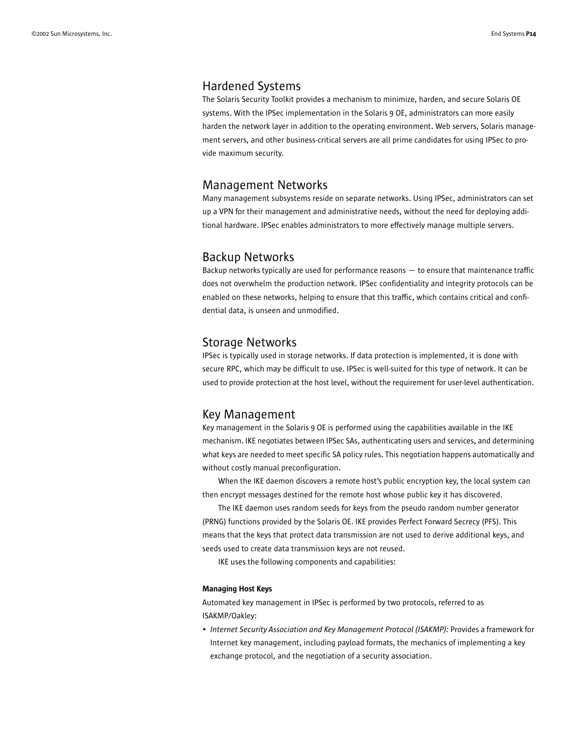## Hardened Systems

The Solaris Security Toolkit provides a mechanism to minimize, harden, and secure Solaris OE systems. With the IPSec implementation in the Solaris 9 OE, administrators can more easily harden the network layer in addition to the operating environment. Web servers, Solaris management servers, and other business-critical servers are all prime candidates for using IPSec to provide maximum security.

## Management Networks

Many management subsystems reside on separate networks. Using IPSec, administrators can set up a VPN for their management and administrative needs, without the need for deploying additional hardware. IPSec enables administrators to more effectively manage multiple servers.

## Backup Networks

Backup networks typically are used for performance reasons — to ensure that maintenance traffic does not overwhelm the production network. IPSec confidentiality and integrity protocols can be enabled on these networks, helping to ensure that this traffic, which contains critical and confidential data, is unseen and unmodified.

## Storage Networks

IPSec is typically used in storage networks. If data protection is implemented, it is done with secure RPC, which may be difficult to use. IPSec is well-suited for this type of network. It can be used to provide protection at the host level, without the requirement for user-level authentication.

## Key Management

Key management in the Solaris 9 OE is performed using the capabilities available in the IKE mechanism. IKE negotiates between IPSec SAs, authenticating users and services, and determining what keys are needed to meet specific SA policy rules. This negotiation happens automatically and without costly manual preconfiguration.

When the IKE daemon discovers a remote host's public encryption key, the local system can then encrypt messages destined for the remote host whose public key it has discovered.

The IKE daemon uses random seeds for keys from the pseudo random number generator (PRNG) functions provided by the Solaris OE. IKE provides Perfect Forward Secrecy (PFS). This means that the keys that protect data transmission are not used to derive additional keys, and seeds used to create data transmission keys are not reused.

IKE uses the following components and capabilities:

#### Managing Host Keys

Automated key management in IPSec is performed by two protocols, referred to as ISAKMP/Oakley:

- *Internet Security Association and Key Management Protocol (ISAKMP):* Provides a framework for Internet key management, including payload formats, the mechanics of implementing a key exchange protocol, and the negotiation of a security association.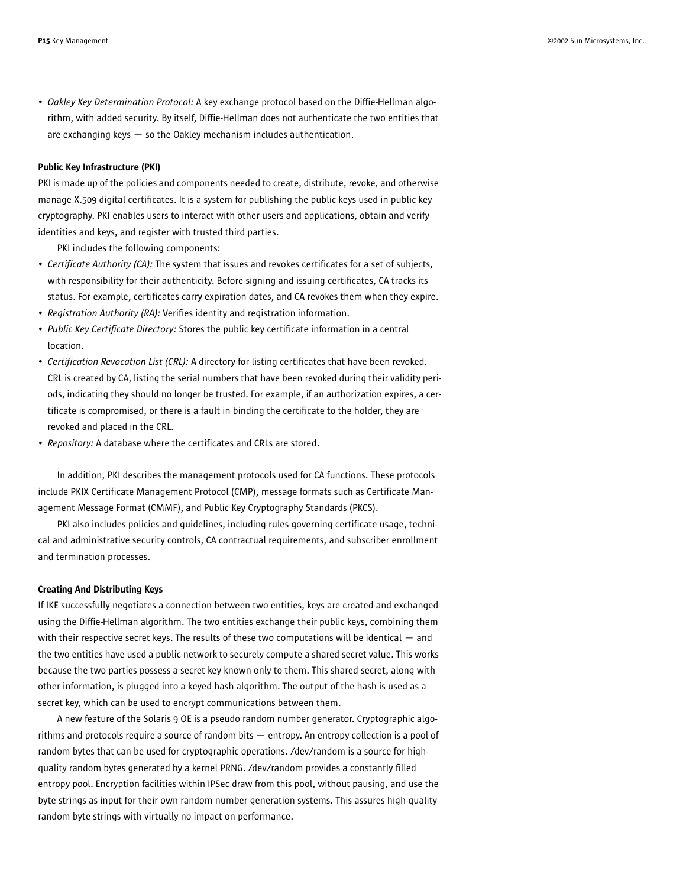- *Oakley Key Determination Protocol:* A key exchange protocol based on the Diffie-Hellman algorithm, with added security. By itself, Diffie-Hellman does not authenticate the two entities that are exchanging keys — so the Oakley mechanism includes authentication.

**Public Key Infrastructure (PKI)**

PKI is made up of the policies and components needed to create, distribute, revoke, and otherwise manage X.509 digital certificates. It is a system for publishing the public keys used in public key cryptography. PKI enables users to interact with other users and applications, obtain and verify identities and keys, and register with trusted third parties.

PKI includes the following components:

- *Certificate Authority (CA):* The system that issues and revokes certificates for a set of subjects, with responsibility for their authenticity. Before signing and issuing certificates, CA tracks its status. For example, certificates carry expiration dates, and CA revokes them when they expire.
- *Registration Authority (RA):* Verifies identity and registration information.
- *Public Key Certificate Directory:* Stores the public key certificate information in a central location.
- *Certification Revocation List (CRL):* A directory for listing certificates that have been revoked. CRL is created by CA, listing the serial numbers that have been revoked during their validity periods, indicating they should no longer be trusted. For example, if an authorization expires, a certificate is compromised, or there is a fault in binding the certificate to the holder, they are revoked and placed in the CRL.
- *Repository:* A database where the certificates and CRLs are stored.

In addition, PKI describes the management protocols used for CA functions. These protocols include PKIX Certificate Management Protocol (CMP), message formats such as Certificate Management Message Format (CMMF), and Public Key Cryptography Standards (PKCS).

PKI also includes policies and guidelines, including rules governing certificate usage, technical and administrative security controls, CA contractual requirements, and subscriber enrollment and termination processes.

**Creating And Distributing Keys**

If IKE successfully negotiates a connection between two entities, keys are created and exchanged using the Diffie-Hellman algorithm. The two entities exchange their public keys, combining them with their respective secret keys. The results of these two computations will be identical — and the two entities have used a public network to securely compute a shared secret value. This works because the two parties possess a secret key known only to them. This shared secret, along with other information, is plugged into a keyed hash algorithm. The output of the hash is used as a secret key, which can be used to encrypt communications between them.

A new feature of the Solaris 9 OE is a pseudo random number generator. Cryptographic algorithms and protocols require a source of random bits — entropy. An entropy collection is a pool of random bytes that can be used for cryptographic operations. /dev/random is a source for high-quality random bytes generated by a kernel PRNG. /dev/random provides a constantly filled entropy pool. Encryption facilities within IPSec draw from this pool, without pausing, and use the byte strings as input for their own random number generation systems. This assures high-quality random byte strings with virtually no impact on performance.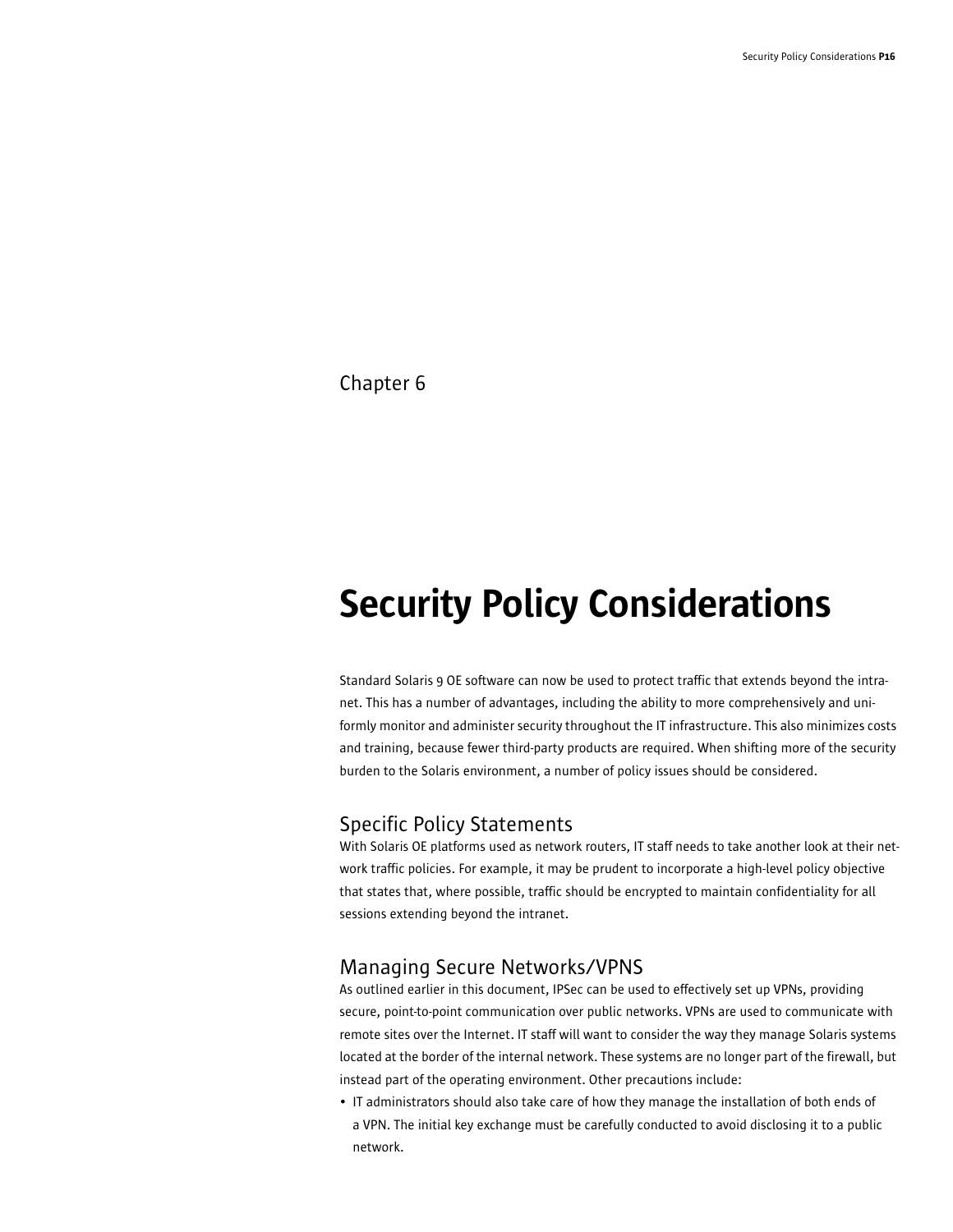Chapter 6

# Security Policy Considerations

Standard Solaris 9 OE software can now be used to protect traffic that extends beyond the intranet. This has a number of advantages, including the ability to more comprehensively and uniformly monitor and administer security throughout the IT infrastructure. This also minimizes costs and training, because fewer third-party products are required. When shifting more of the security burden to the Solaris environment, a number of policy issues should be considered.

## Specific Policy Statements

With Solaris OE platforms used as network routers, IT staff needs to take another look at their network traffic policies. For example, it may be prudent to incorporate a high-level policy objective that states that, where possible, traffic should be encrypted to maintain confidentiality for all sessions extending beyond the intranet.

## Managing Secure Networks/VPNS

As outlined earlier in this document, IPSec can be used to effectively set up VPNs, providing secure, point-to-point communication over public networks. VPNs are used to communicate with remote sites over the Internet. IT staff will want to consider the way they manage Solaris systems located at the border of the internal network. These systems are no longer part of the firewall, but instead part of the operating environment. Other precautions include:

- IT administrators should also take care of how they manage the installation of both ends of a VPN. The initial key exchange must be carefully conducted to avoid disclosing it to a public network.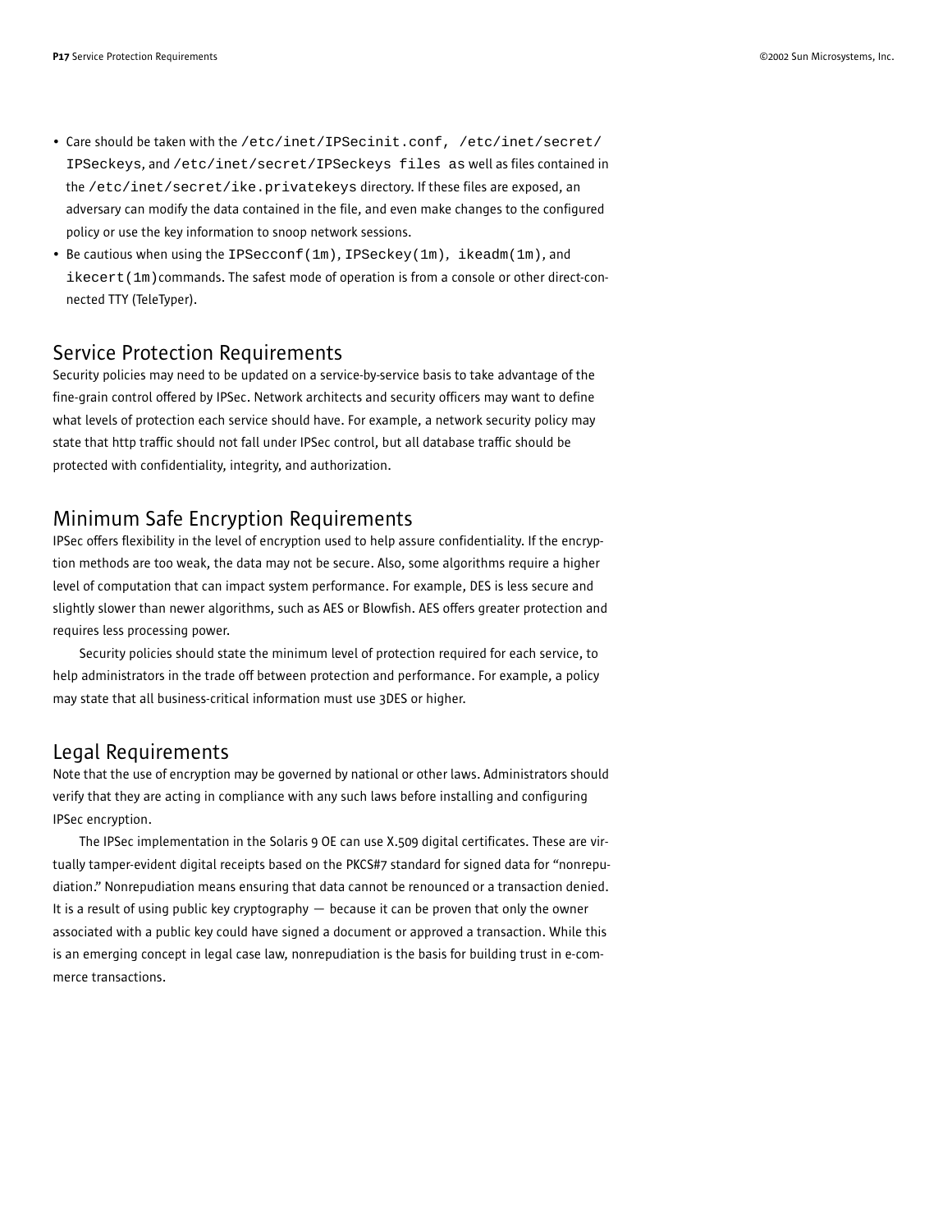- Care should be taken with the /etc/inet/IPSecinit.conf, /etc/inet/secret/IPSeckeys, and /etc/inet/secret/IPSeckeys files as well as files contained in the /etc/inet/secret/ike.privatekeys directory. If these files are exposed, an adversary can modify the data contained in the file, and even make changes to the configured policy or use the key information to snoop network sessions.
- Be cautious when using the IPSecconf(1m), IPSeckey(1m), ikeadm(1m), and ikecert(1m) commands. The safest mode of operation is from a console or other direct-connected TTY (TeleTyper).

## Service Protection Requirements

Security policies may need to be updated on a service-by-service basis to take advantage of the fine-grain control offered by IPSec. Network architects and security officers may want to define what levels of protection each service should have. For example, a network security policy may state that http traffic should not fall under IPSec control, but all database traffic should be protected with confidentiality, integrity, and authorization.

## Minimum Safe Encryption Requirements

IPSec offers flexibility in the level of encryption used to help assure confidentiality. If the encryption methods are too weak, the data may not be secure. Also, some algorithms require a higher level of computation that can impact system performance. For example, DES is less secure and slightly slower than newer algorithms, such as AES or Blowfish. AES offers greater protection and requires less processing power.

Security policies should state the minimum level of protection required for each service, to help administrators in the trade off between protection and performance. For example, a policy may state that all business-critical information must use 3DES or higher.

## Legal Requirements

Note that the use of encryption may be governed by national or other laws. Administrators should verify that they are acting in compliance with any such laws before installing and configuring IPSec encryption.

The IPSec implementation in the Solaris 9 OE can use X.509 digital certificates. These are virtually tamper-evident digital receipts based on the PKCS#7 standard for signed data for "nonrepudiation." Nonrepudiation means ensuring that data cannot be renounced or a transaction denied. It is a result of using public key cryptography — because it can be proven that only the owner associated with a public key could have signed a document or approved a transaction. While this is an emerging concept in legal case law, nonrepudiation is the basis for building trust in e-commerce transactions.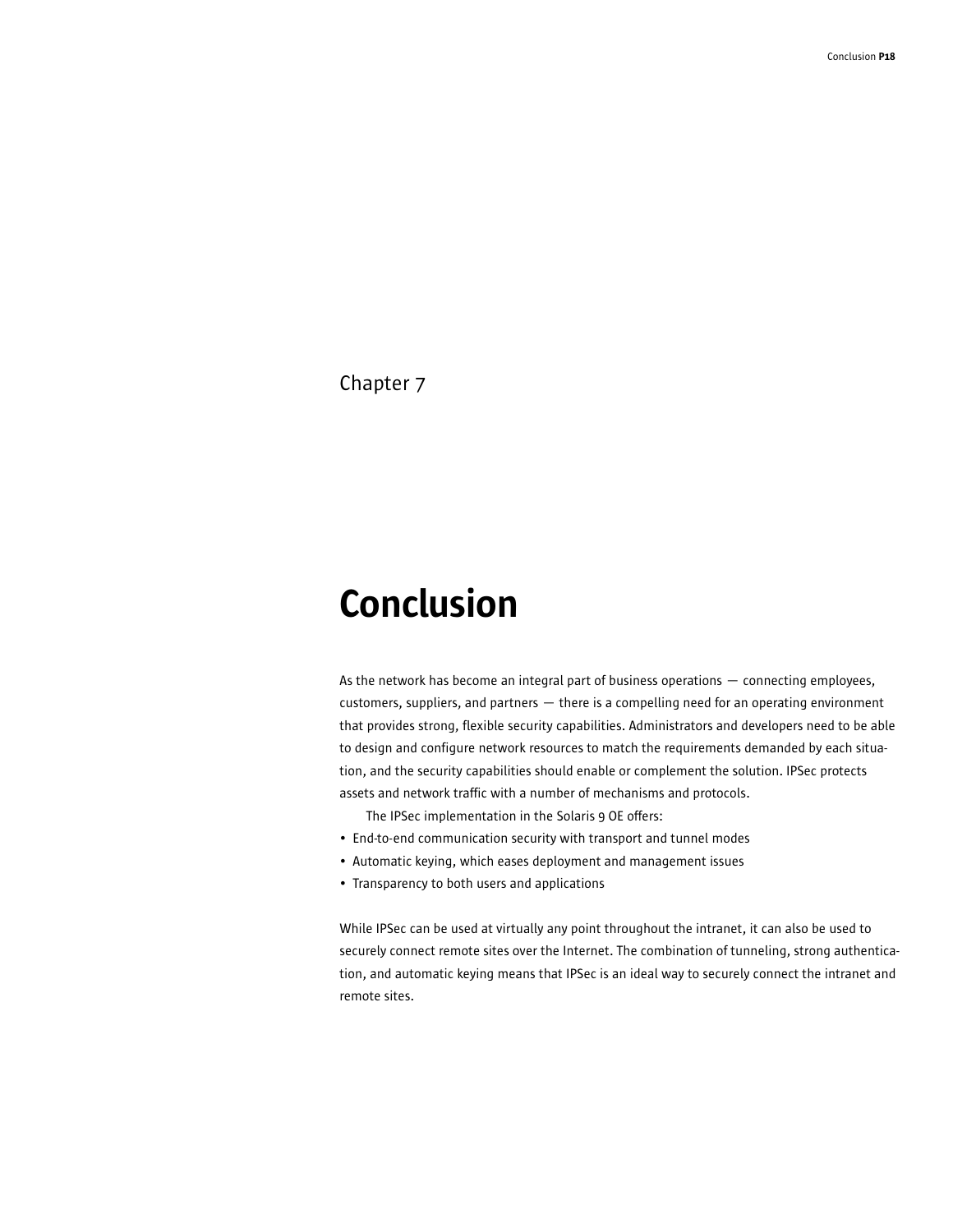Chapter 7

# Conclusion

As the network has become an integral part of business operations — connecting employees, customers, suppliers, and partners — there is a compelling need for an operating environment that provides strong, flexible security capabilities. Administrators and developers need to be able to design and configure network resources to match the requirements demanded by each situation, and the security capabilities should enable or complement the solution. IPSec protects assets and network traffic with a number of mechanisms and protocols.

The IPSec implementation in the Solaris 9 OE offers:

- End-to-end communication security with transport and tunnel modes
- Automatic keying, which eases deployment and management issues
- Transparency to both users and applications

While IPSec can be used at virtually any point throughout the intranet, it can also be used to securely connect remote sites over the Internet. The combination of tunneling, strong authentication, and automatic keying means that IPSec is an ideal way to securely connect the intranet and remote sites.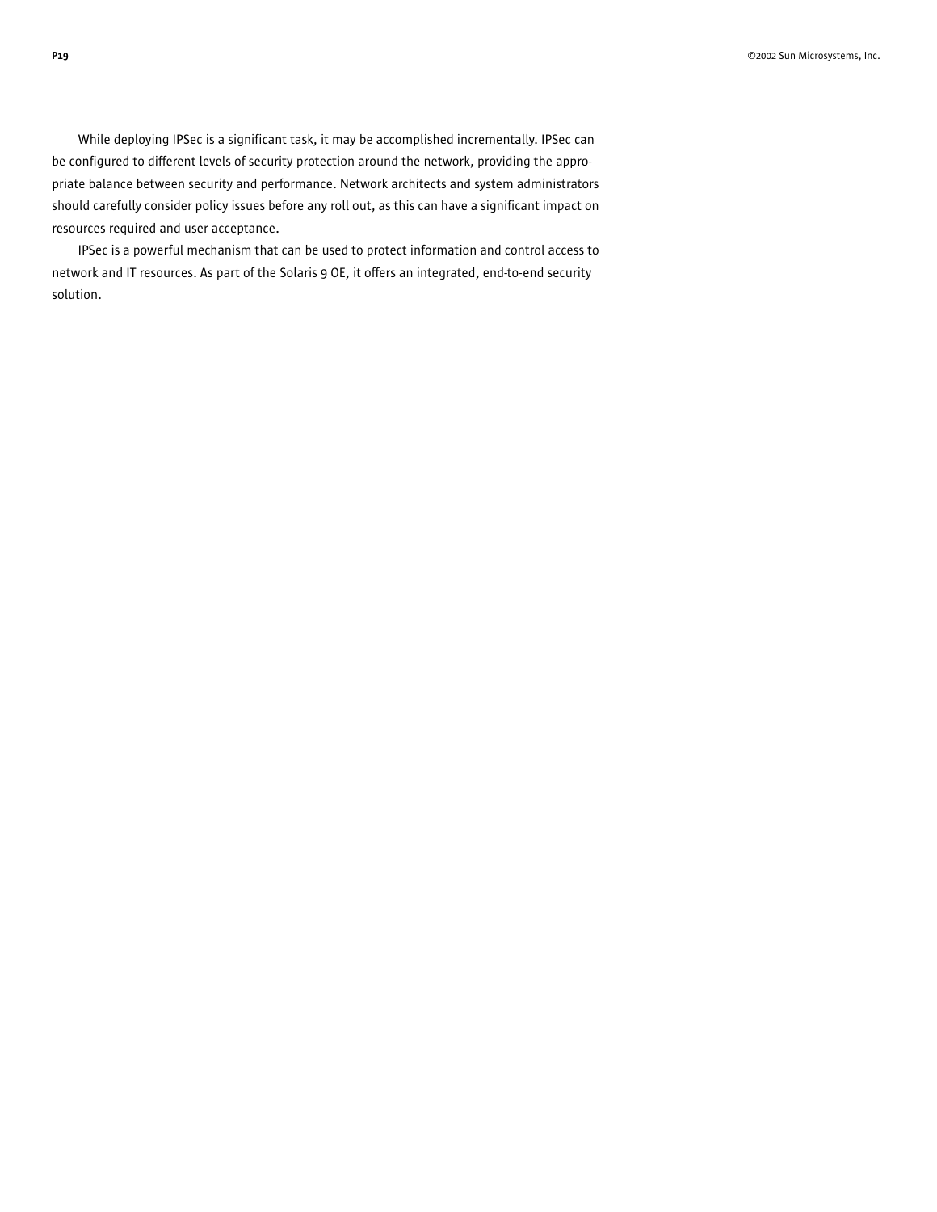While deploying IPSec is a significant task, it may be accomplished incrementally. IPSec can be configured to different levels of security protection around the network, providing the appropriate balance between security and performance. Network architects and system administrators should carefully consider policy issues before any roll out, as this can have a significant impact on resources required and user acceptance.

IPSec is a powerful mechanism that can be used to protect information and control access to network and IT resources. As part of the Solaris 9 OE, it offers an integrated, end-to-end security solution.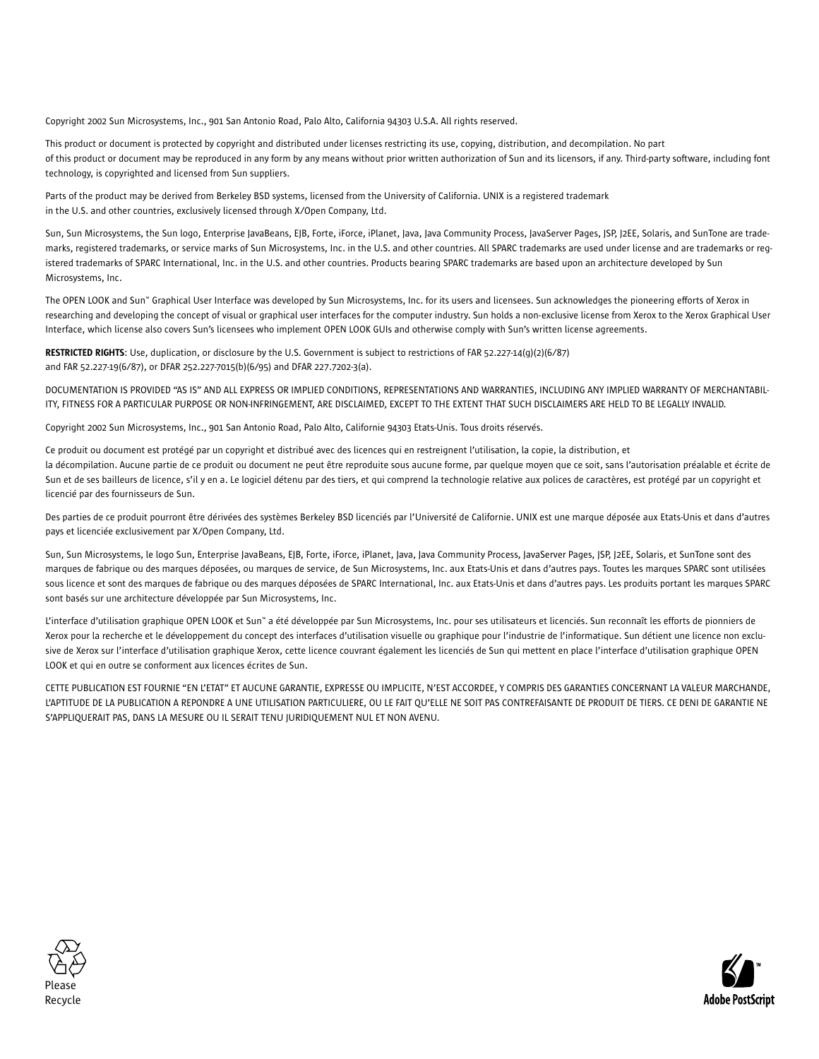Copyright 2002 Sun Microsystems, Inc., 901 San Antonio Road, Palo Alto, California 94303 U.S.A. All rights reserved.

This product or document is protected by copyright and distributed under licenses restricting its use, copying, distribution, and decompilation. No part of this product or document may be reproduced in any form by any means without prior written authorization of Sun and its licensors, if any. Third-party software, including font technology, is copyrighted and licensed from Sun suppliers.

Parts of the product may be derived from Berkeley BSD systems, licensed from the University of California. UNIX is a registered trademark in the U.S. and other countries, exclusively licensed through X/Open Company, Ltd.

Sun, Sun Microsystems, the Sun logo, Enterprise JavaBeans, EJB, Forte, iForce, iPlanet, Java, Java Community Process, JavaServer Pages, JSP, J2EE, Solaris, and SunTone are trademarks, registered trademarks, or service marks of Sun Microsystems, Inc. in the U.S. and other countries. All SPARC trademarks are used under license and are trademarks or registered trademarks of SPARC International, Inc. in the U.S. and other countries. Products bearing SPARC trademarks are based upon an architecture developed by Sun Microsystems, Inc.

The OPEN LOOK and Sun™ Graphical User Interface was developed by Sun Microsystems, Inc. for its users and licensees. Sun acknowledges the pioneering efforts of Xerox in researching and developing the concept of visual or graphical user interfaces for the computer industry. Sun holds a non-exclusive license from Xerox to the Xerox Graphical User Interface, which license also covers Sun's licensees who implement OPEN LOOK GUIs and otherwise comply with Sun's written license agreements.

**RESTRICTED RIGHTS**: Use, duplication, or disclosure by the U.S. Government is subject to restrictions of FAR 52.227-14(g)(2)(6/87) and FAR 52.227-19(6/87), or DFAR 252.227-7015(b)(6/95) and DFAR 227.7202-3(a).

DOCUMENTATION IS PROVIDED "AS IS" AND ALL EXPRESS OR IMPLIED CONDITIONS, REPRESENTATIONS AND WARRANTIES, INCLUDING ANY IMPLIED WARRANTY OF MERCHANTABILITY, FITNESS FOR A PARTICULAR PURPOSE OR NON-INFRINGEMENT, ARE DISCLAIMED, EXCEPT TO THE EXTENT THAT SUCH DISCLAIMERS ARE HELD TO BE LEGALLY INVALID.

Copyright 2002 Sun Microsystems, Inc., 901 San Antonio Road, Palo Alto, Californie 94303 Etats-Unis. Tous droits réservés.

Ce produit ou document est protégé par un copyright et distribué avec des licences qui en restreignent l'utilisation, la copie, la distribution, et la décompilation. Aucune partie de ce produit ou document ne peut être reproduite sous aucune forme, par quelque moyen que ce soit, sans l'autorisation préalable et écrite de Sun et de ses bailleurs de licence, s'il y en a. Le logiciel détenu par des tiers, et qui comprend la technologie relative aux polices de caractères, est protégé par un copyright et licencié par des fournisseurs de Sun.

Des parties de ce produit pourront être dérivées des systèmes Berkeley BSD licenciés par l'Université de Californie. UNIX est une marque déposée aux Etats-Unis et dans d'autres pays et licenciée exclusivement par X/Open Company, Ltd.

Sun, Sun Microsystems, le logo Sun, Enterprise JavaBeans, EJB, Forte, iForce, iPlanet, Java, Java Community Process, JavaServer Pages, JSP, J2EE, Solaris, et SunTone sont des marques de fabrique ou des marques déposées, ou marques de service, de Sun Microsystems, Inc. aux Etats-Unis et dans d'autres pays. Toutes les marques SPARC sont utilisées sous licence et sont des marques de fabrique ou des marques déposées de SPARC International, Inc. aux Etats-Unis et dans d'autres pays. Les produits portant les marques SPARC sont basés sur une architecture développée par Sun Microsystems, Inc.

L'interface d'utilisation graphique OPEN LOOK et Sun™ a été développée par Sun Microsystems, Inc. pour ses utilisateurs et licenciés. Sun reconnaît les efforts de pionniers de Xerox pour la recherche et le développement du concept des interfaces d'utilisation visuelle ou graphique pour l'industrie de l'informatique. Sun détient une licence non exclusive de Xerox sur l'interface d'utilisation graphique Xerox, cette licence couvrant également les licenciés de Sun qui mettent en place l'interface d'utilisation graphique OPEN LOOK et qui en outre se conforment aux licences écrites de Sun.

CETTE PUBLICATION EST FOURNIE "EN L'ETAT" ET AUCUNE GARANTIE, EXPRESSE OU IMPLICITE, N'EST ACCORDEE, Y COMPRIS DES GARANTIES CONCERNANT LA VALEUR MARCHANDE, L'APTITUDE DE LA PUBLICATION A REPONDRE A UNE UTILISATION PARTICULIERE, OU LE FAIT QU'ELLE NE SOIT PAS CONTREFAISANTE DE PRODUIT DE TIERS. CE DENI DE GARANTIE NE S'APPLIQUERAIT PAS, DANS LA MESURE OU IL SERAIT TENU JURIDIQUEMENT NUL ET NON AVENU.

Please Recycle

Adobe PostScript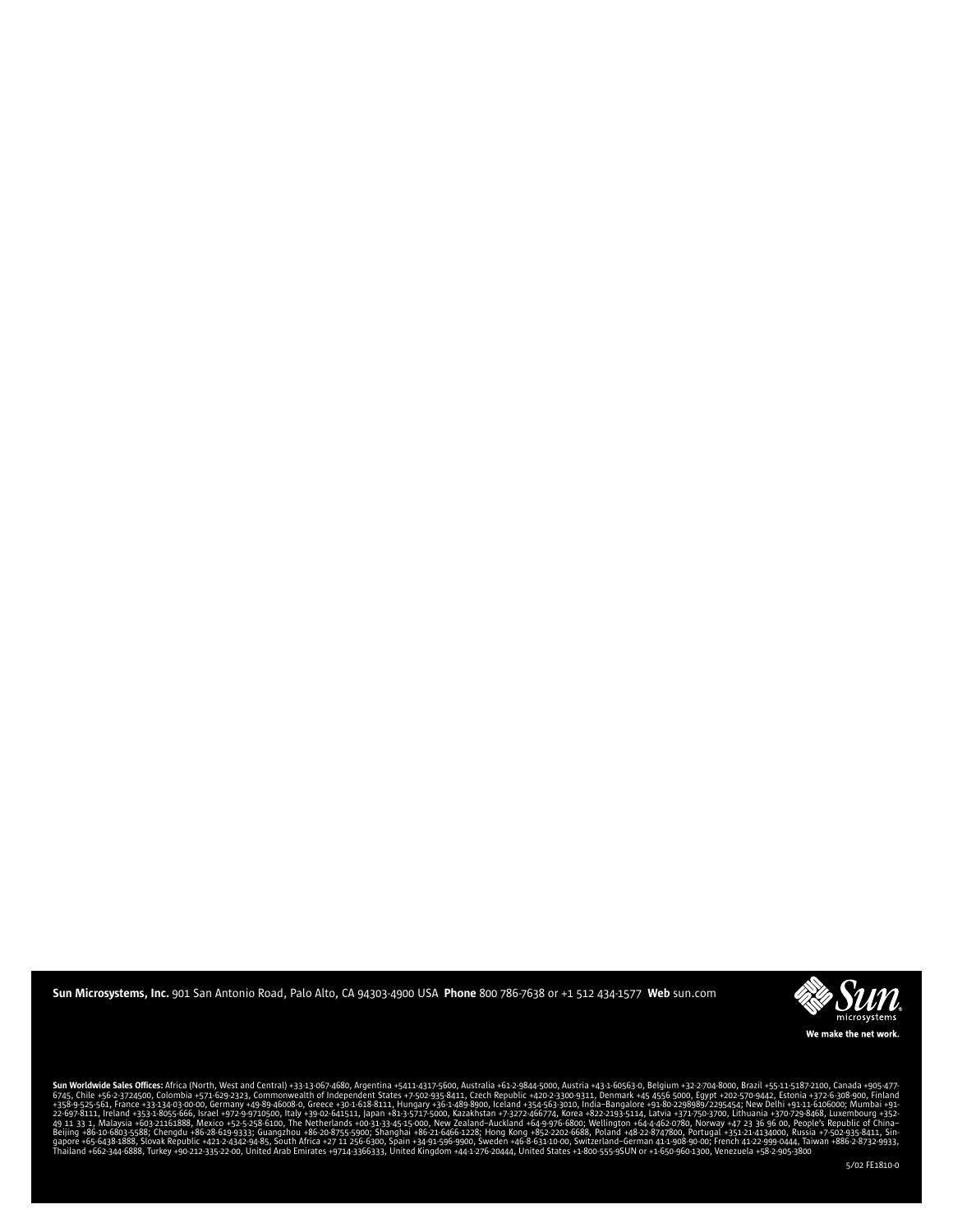**Sun Microsystems, Inc.** 901 San Antonio Road, Palo Alto, CA 94303-4900 USA **Phone** 800 786-7638 or +1 512 434-1577 **Web** sun.com

**We make the net work.**

**Sun Worldwide Sales Offices:** Africa (North, West and Central) +33-13-067-4680, Argentina +5411-4317-5600, Australia +61-2-9844-5000, Austria +43-1-60563-0, Belgium +32-2-704-8000, Brazil +55-11-5187-2100, Canada +905-477-6745, Chile +56-2-3724500, Colombia +571-629-2323, Commonwealth of Independent States +7-502-935-8411, Czech Republic +420-2-3300-9311, Denmark +45 4556 5000, Egypt +202-570-9442, Estonia +372-6-308-900, Finland +358-9-525-561, France +33-134-03-00-00, Germany +49-89-46008-0, Greece +30-1-618-8111, Hungary +36-1-489-8900, Iceland +354-563-3010, India–Bangalore +91-80-2298989/2295454; New Delhi +91-11-6106000; Mumbai +91-22-697-8111, Ireland +353-1-8055-666, Israel +972-9-9710500, Italy +39-02-641511, Japan +81-3-5717-5000, Kazakhstan +7-3272-466774, Korea +822-2193-5114, Latvia +371-750-3700, Lithuania +370-729-8468, Luxembourg +352-49 11 33 1, Malaysia +603-21161888, Mexico +52-5-258-6100, The Netherlands +00-31-33-45-15-000, New Zealand–Auckland +64-9-976-6800; Wellington +64-4-462-0780, Norway +47 23 36 96 00, People's Republic of China–Beijing +86-10-6803-5588; Chengdu +86-28-619-9333; Guangzhou +86-20-8755-5900; Shanghai +86-21-6466-1228; Hong Kong +852-2202-6688, Poland +48-22-8747800, Portugal +351-21-4134000, Russia +7-502-935-8411, Singapore +65-6438-1888, Slovak Republic +421-2-4342-94-85, South Africa +27 11 256-6300, Spain +34-91-596-9900, Sweden +46-8-631-10-00, Switzerland–German 41-1-908-90-00; French 41-22-999-0444, Taiwan +886-2-8732-9933, Thailand +662-344-6888, Turkey +90-212-335-22-00, United Arab Emirates +9714-3366333, United Kingdom +44-1-276-20444, United States +1-800-555-9SUN or +1-650-960-1300, Venezuela +58-2-905-3800

5/02 FE1810-0